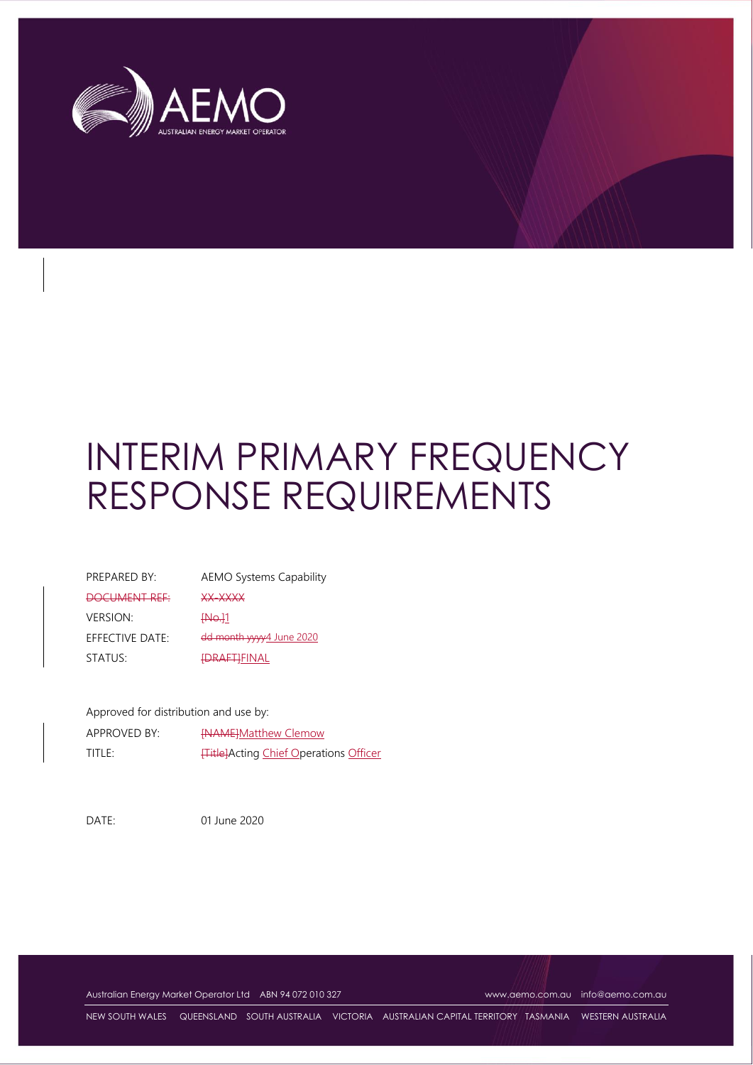# INTERIM PRIMARY FREQUENCY RESPONSE REQUIREMENTS

| | |
|---|---|
| PREPARED BY: | AEMO Systems Capability |
| ~~DOCUMENT REF:~~ | ~~XX-XXXX~~ |
| VERSION: | ~~[No.]~~1 |
| EFFECTIVE DATE: | ~~dd month yyyy~~4 June 2020 |
| STATUS: | ~~[DRAFT]~~FINAL |

Approved for distribution and use by:

| | |
|---|---|
| APPROVED BY: | ~~[NAME]~~Matthew Clemow |
| TITLE: | ~~[Title]~~Acting Chief Operations Officer |

DATE: 01 June 2020

Australian Energy Market Operator Ltd ABN 94 072 010 327 www.aemo.com.au info@aemo.com.au

NEW SOUTH WALES QUEENSLAND SOUTH AUSTRALIA VICTORIA AUSTRALIAN CAPITAL TERRITORY TASMANIA WESTERN AUSTRALIA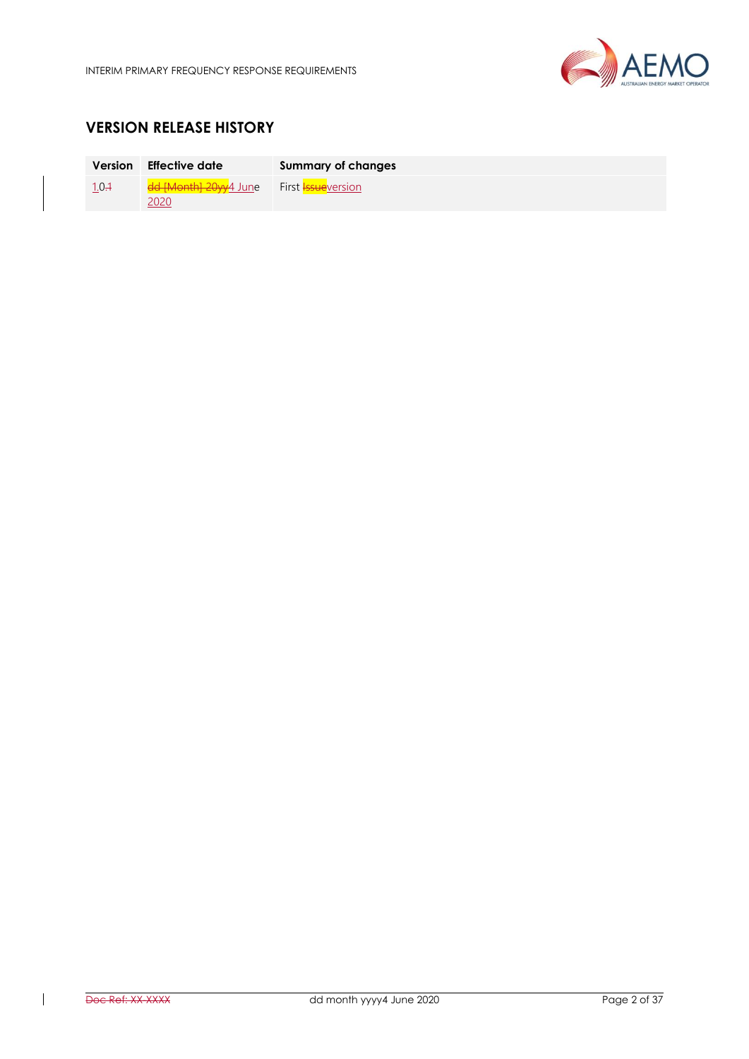## VERSION RELEASE HISTORY

| Version | Effective date | Summary of changes |
|---|---|---|
| 1.0 | 4 June 2020 | First version |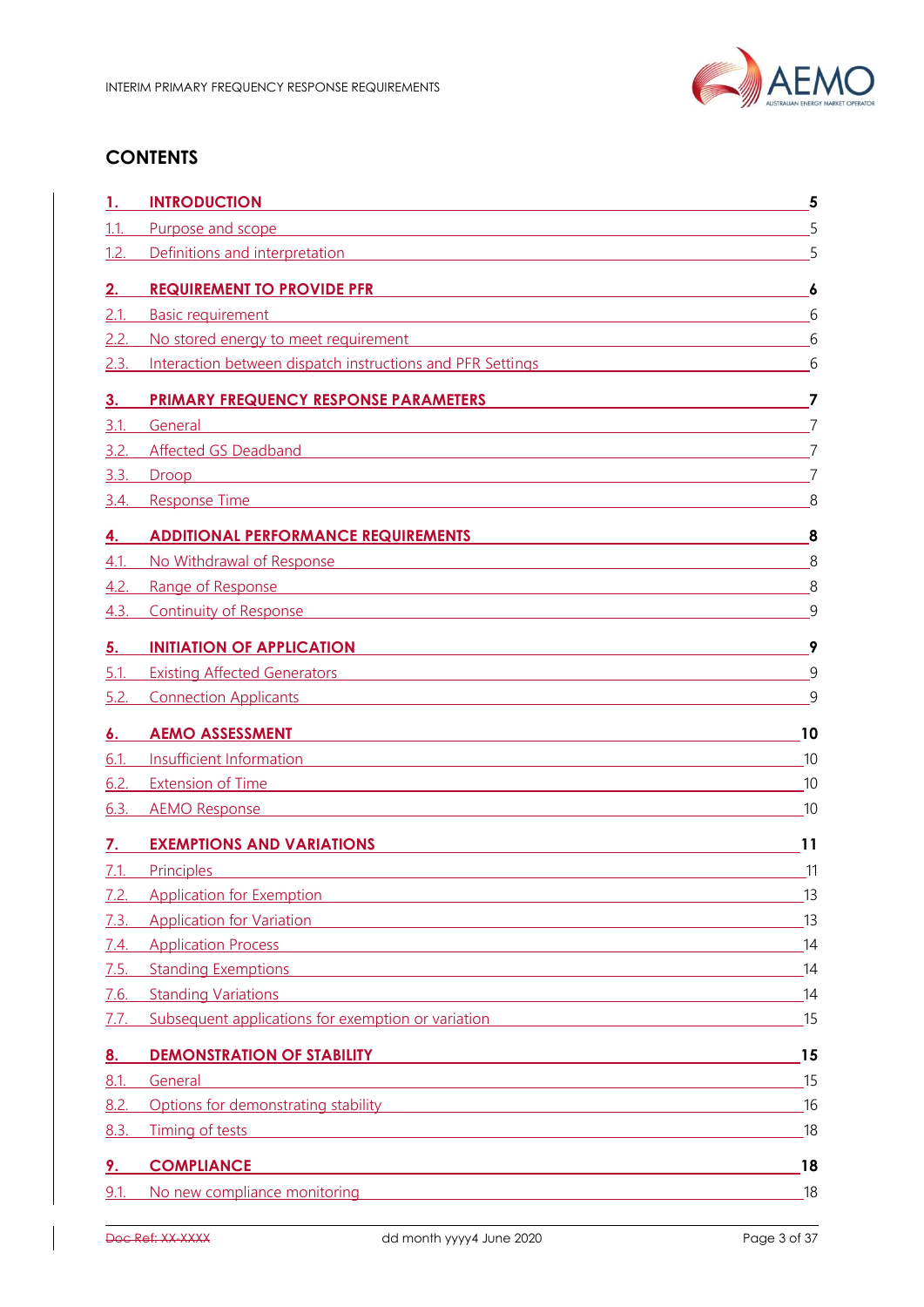# CONTENTS

| | | |
|---|---|---|
| **1.** | **INTRODUCTION** | **5** |
| 1.1. | Purpose and scope | 5 |
| 1.2. | Definitions and interpretation | 5 |
| **2.** | **REQUIREMENT TO PROVIDE PFR** | **6** |
| 2.1. | Basic requirement | 6 |
| 2.2. | No stored energy to meet requirement | 6 |
| 2.3. | Interaction between dispatch instructions and PFR Settings | 6 |
| **3.** | **PRIMARY FREQUENCY RESPONSE PARAMETERS** | **7** |
| 3.1. | General | 7 |
| 3.2. | Affected GS Deadband | 7 |
| 3.3. | Droop | 7 |
| 3.4. | Response Time | 8 |
| **4.** | **ADDITIONAL PERFORMANCE REQUIREMENTS** | **8** |
| 4.1. | No Withdrawal of Response | 8 |
| 4.2. | Range of Response | 8 |
| 4.3. | Continuity of Response | 9 |
| **5.** | **INITIATION OF APPLICATION** | **9** |
| 5.1. | Existing Affected Generators | 9 |
| 5.2. | Connection Applicants | 9 |
| **6.** | **AEMO ASSESSMENT** | **10** |
| 6.1. | Insufficient Information | 10 |
| 6.2. | Extension of Time | 10 |
| 6.3. | AEMO Response | 10 |
| **7.** | **EXEMPTIONS AND VARIATIONS** | **11** |
| 7.1. | Principles | 11 |
| 7.2. | Application for Exemption | 13 |
| 7.3. | Application for Variation | 13 |
| 7.4. | Application Process | 14 |
| 7.5. | Standing Exemptions | 14 |
| 7.6. | Standing Variations | 14 |
| 7.7. | Subsequent applications for exemption or variation | 15 |
| **8.** | **DEMONSTRATION OF STABILITY** | **15** |
| 8.1. | General | 15 |
| 8.2. | Options for demonstrating stability | 16 |
| 8.3. | Timing of tests | 18 |
| **9.** | **COMPLIANCE** | **18** |
| 9.1. | No new compliance monitoring | 18 |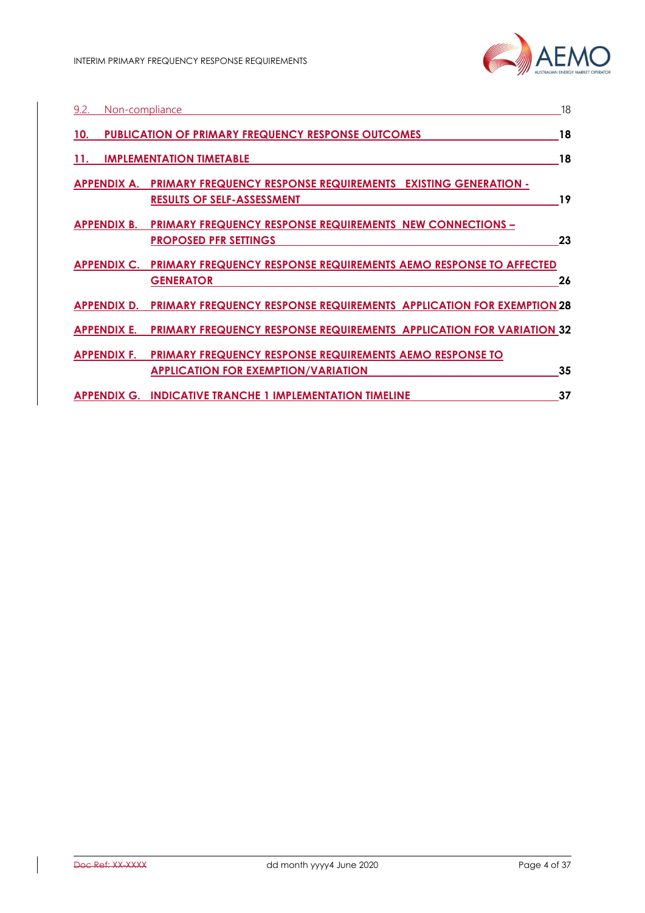9.2. Non-compliance 18

**10. PUBLICATION OF PRIMARY FREQUENCY RESPONSE OUTCOMES 18**

**11. IMPLEMENTATION TIMETABLE 18**

**APPENDIX A. PRIMARY FREQUENCY RESPONSE REQUIREMENTS EXISTING GENERATION - RESULTS OF SELF-ASSESSMENT 19**

**APPENDIX B. PRIMARY FREQUENCY RESPONSE REQUIREMENTS NEW CONNECTIONS – PROPOSED PFR SETTINGS 23**

**APPENDIX C. PRIMARY FREQUENCY RESPONSE REQUIREMENTS AEMO RESPONSE TO AFFECTED GENERATOR 26**

**APPENDIX D. PRIMARY FREQUENCY RESPONSE REQUIREMENTS APPLICATION FOR EXEMPTION 28**

**APPENDIX E. PRIMARY FREQUENCY RESPONSE REQUIREMENTS APPLICATION FOR VARIATION 32**

**APPENDIX F. PRIMARY FREQUENCY RESPONSE REQUIREMENTS AEMO RESPONSE TO APPLICATION FOR EXEMPTION/VARIATION 35**

**APPENDIX G. INDICATIVE TRANCHE 1 IMPLEMENTATION TIMELINE 37**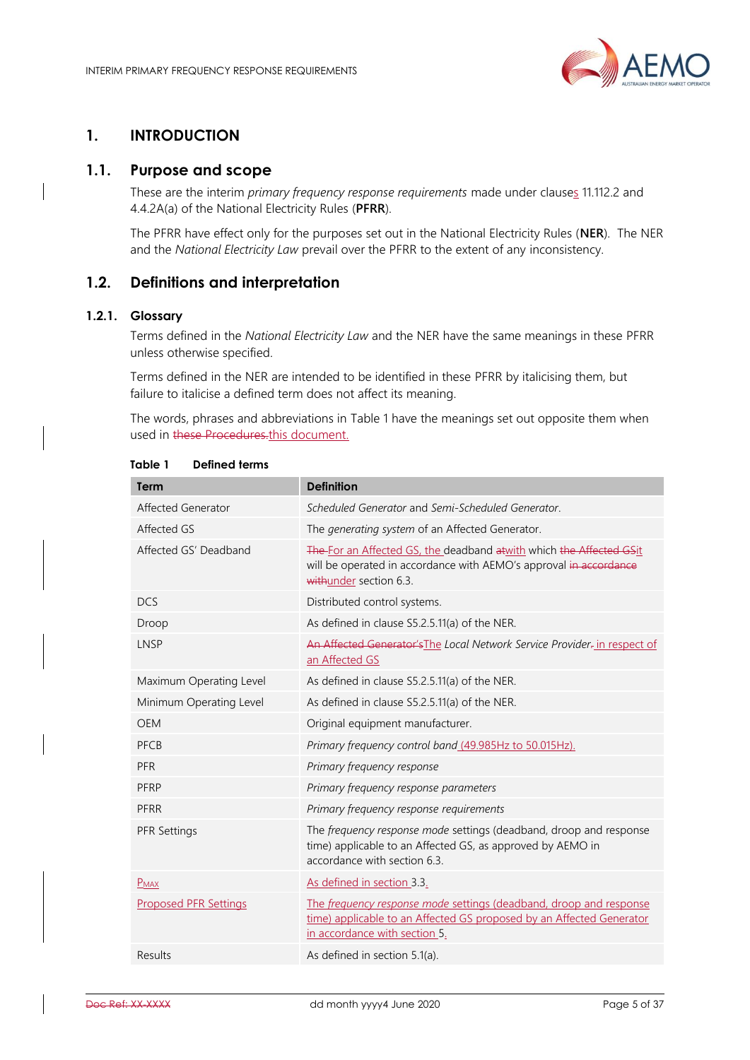# 1. INTRODUCTION

## 1.1. Purpose and scope

These are the interim *primary frequency response requirements* made under clauses 11.112.2 and 4.4.2A(a) of the National Electricity Rules (**PFRR**).

The PFRR have effect only for the purposes set out in the National Electricity Rules (**NER**). The NER and the *National Electricity Law* prevail over the PFRR to the extent of any inconsistency.

## 1.2. Definitions and interpretation

### 1.2.1. Glossary

Terms defined in the *National Electricity Law* and the NER have the same meanings in these PFRR unless otherwise specified.

Terms defined in the NER are intended to be identified in these PFRR by italicising them, but failure to italicise a defined term does not affect its meaning.

The words, phrases and abbreviations in Table 1 have the meanings set out opposite them when used in ~~these Procedures.~~this document.

**Table 1 Defined terms**

| Term | Definition |
|---|---|
| Affected Generator | *Scheduled Generator* and *Semi-Scheduled Generator*. |
| Affected GS | The *generating system* of an Affected Generator. |
| Affected GS' Deadband | ~~The~~ For an Affected GS, the deadband ~~at~~with which ~~the Affected GS~~it will be operated in accordance with AEMO's approval ~~in accordance with~~under section 6.3. |
| DCS | Distributed control systems. |
| Droop | As defined in clause S5.2.5.11(a) of the NER. |
| LNSP | ~~An Affected Generator's~~The *Local Network Service Provider*~~.~~ in respect of an Affected GS |
| Maximum Operating Level | As defined in clause S5.2.5.11(a) of the NER. |
| Minimum Operating Level | As defined in clause S5.2.5.11(a) of the NER. |
| OEM | Original equipment manufacturer. |
| PFCB | *Primary frequency control band* (49.985Hz to 50.015Hz). |
| PFR | *Primary frequency response* |
| PFRP | *Primary frequency response parameters* |
| PFRR | *Primary frequency response requirements* |
| PFR Settings | The *frequency response mode* settings (deadband, droop and response time) applicable to an Affected GS, as approved by AEMO in accordance with section 6.3. |
| $P_{MAX}$ | As defined in section 3.3. |
| Proposed PFR Settings | The *frequency response mode* settings (deadband, droop and response time) applicable to an Affected GS proposed by an Affected Generator in accordance with section 5. |
| Results | As defined in section 5.1(a). |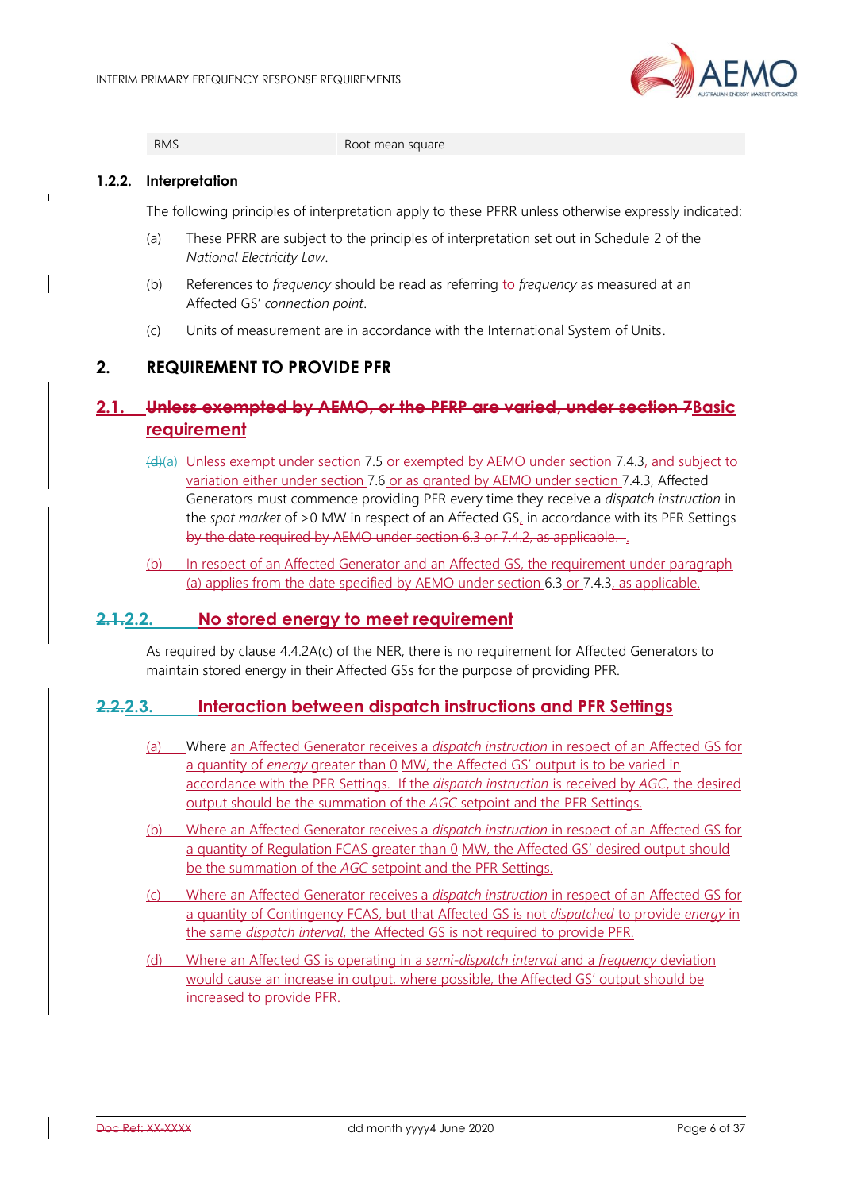| RMS | Root mean square |
|---|---|

### 1.2.2. Interpretation

The following principles of interpretation apply to these PFRR unless otherwise expressly indicated:

(a) These PFRR are subject to the principles of interpretation set out in Schedule 2 of the *National Electricity Law*.

(b) References to *frequency* should be read as referring to *frequency* as measured at an Affected GS' *connection point*.

(c) Units of measurement are in accordance with the International System of Units.

## 2. REQUIREMENT TO PROVIDE PFR

### 2.1. ~~Unless exempted by AEMO, or the PFRP are varied, under section 7~~Basic requirement

~~(d)~~(a) Unless exempt under section 7.5 or exempted by AEMO under section 7.4.3, and subject to variation either under section 7.6 or as granted by AEMO under section 7.4.3, Affected Generators must commence providing PFR every time they receive a *dispatch instruction* in the *spot market* of >0 MW in respect of an Affected GS, in accordance with its PFR Settings ~~by the date required by AEMO under section 6.3 or 7.4.2, as applicable.~~ .

(b) In respect of an Affected Generator and an Affected GS, the requirement under paragraph (a) applies from the date specified by AEMO under section 6.3 or 7.4.3, as applicable.

### ~~2.1.~~2.2. No stored energy to meet requirement

As required by clause 4.4.2A(c) of the NER, there is no requirement for Affected Generators to maintain stored energy in their Affected GSs for the purpose of providing PFR.

### ~~2.2.~~2.3. Interaction between dispatch instructions and PFR Settings

(a) Where an Affected Generator receives a *dispatch instruction* in respect of an Affected GS for a quantity of *energy* greater than 0 MW, the Affected GS' output is to be varied in accordance with the PFR Settings. If the *dispatch instruction* is received by *AGC*, the desired output should be the summation of the *AGC* setpoint and the PFR Settings.

(b) Where an Affected Generator receives a *dispatch instruction* in respect of an Affected GS for a quantity of Regulation FCAS greater than 0 MW, the Affected GS' desired output should be the summation of the *AGC* setpoint and the PFR Settings.

(c) Where an Affected Generator receives a *dispatch instruction* in respect of an Affected GS for a quantity of Contingency FCAS, but that Affected GS is not *dispatched* to provide *energy* in the same *dispatch interval*, the Affected GS is not required to provide PFR.

(d) Where an Affected GS is operating in a *semi-dispatch interval* and a *frequency* deviation would cause an increase in output, where possible, the Affected GS' output should be increased to provide PFR.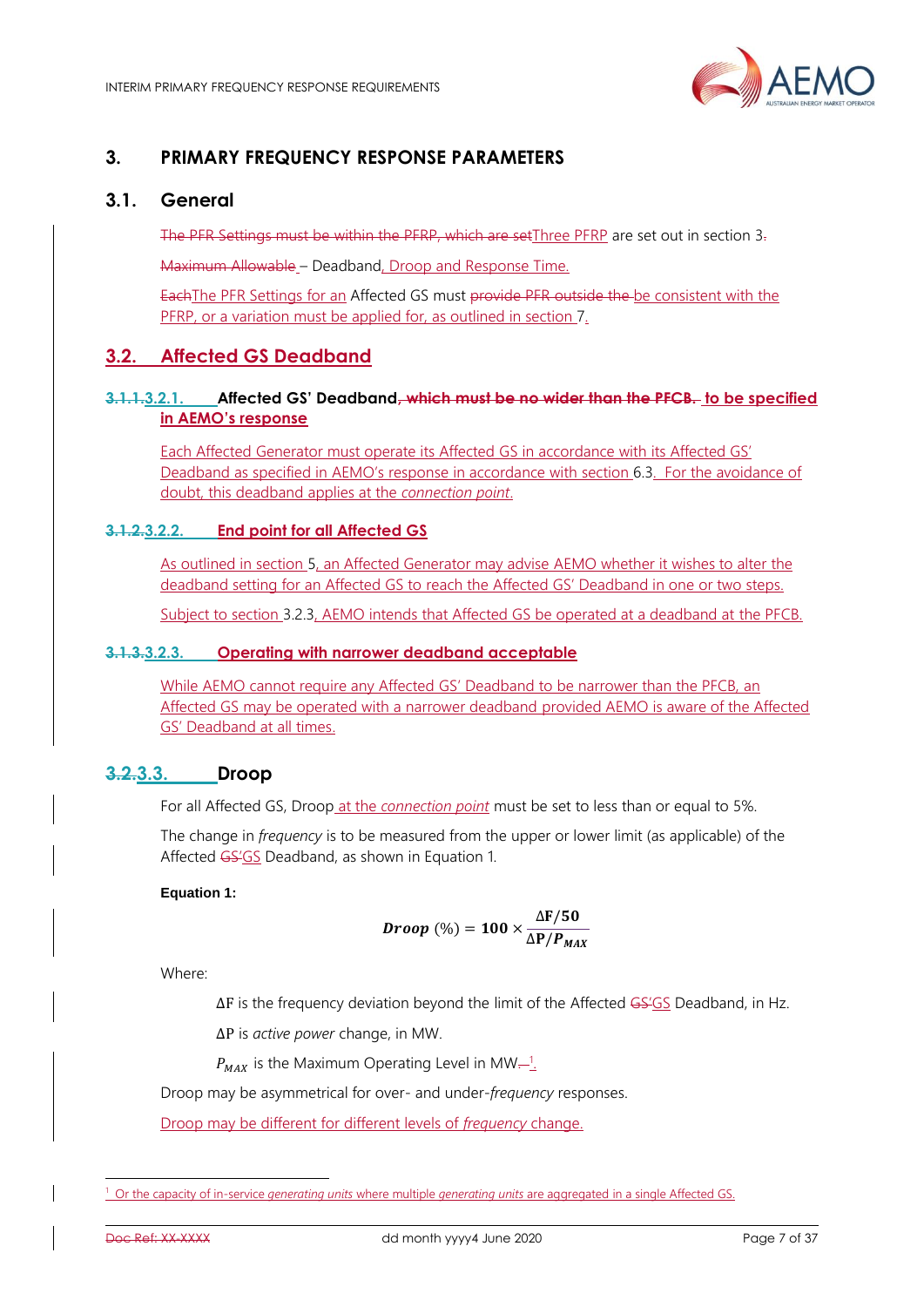## 3. PRIMARY FREQUENCY RESPONSE PARAMETERS

### 3.1. General

~~The PFR Settings must be within the PFRP, which are set~~Three PFRP are set out in section 3~~.~~

~~Maximum Allowable~~ – Deadband, Droop and Response Time.

~~Each~~The PFR Settings for an Affected GS must ~~provide PFR outside the~~ be consistent with the PFRP, or a variation must be applied for, as outlined in section 7.

### 3.2. Affected GS Deadband

#### ~~3.1.1.~~3.2.1. Affected GS' Deadband~~, which must be no wider than the PFCB.~~ to be specified in AEMO's response

Each Affected Generator must operate its Affected GS in accordance with its Affected GS' Deadband as specified in AEMO's response in accordance with section 6.3. For the avoidance of doubt, this deadband applies at the *connection point*.

#### ~~3.1.2.~~3.2.2. End point for all Affected GS

As outlined in section 5, an Affected Generator may advise AEMO whether it wishes to alter the deadband setting for an Affected GS to reach the Affected GS' Deadband in one or two steps.

Subject to section 3.2.3, AEMO intends that Affected GS be operated at a deadband at the PFCB.

#### ~~3.1.3.~~3.2.3. Operating with narrower deadband acceptable

While AEMO cannot require any Affected GS' Deadband to be narrower than the PFCB, an Affected GS may be operated with a narrower deadband provided AEMO is aware of the Affected GS' Deadband at all times.

### ~~3.2.~~3.3. Droop

For all Affected GS, Droop at the *connection point* must be set to less than or equal to 5%.

The change in *frequency* is to be measured from the upper or lower limit (as applicable) of the Affected ~~GS'~~GS Deadband, as shown in Equation 1.

**Equation 1:**

$$\textit{Droop}\ (\%) = 100 \times \frac{\Delta F/50}{\Delta P/P_{MAX}}$$

Where:

$\Delta F$ is the frequency deviation beyond the limit of the Affected ~~GS'~~GS Deadband, in Hz.

$\Delta P$ is *active power* change, in MW.

$P_{MAX}$ is the Maximum Operating Level in MW~~.~~[1].

Droop may be asymmetrical for over- and under-*frequency* responses.

Droop may be different for different levels of *frequency* change.

---

[1] Or the capacity of in-service *generating units* where multiple *generating units* are aggregated in a single Affected GS.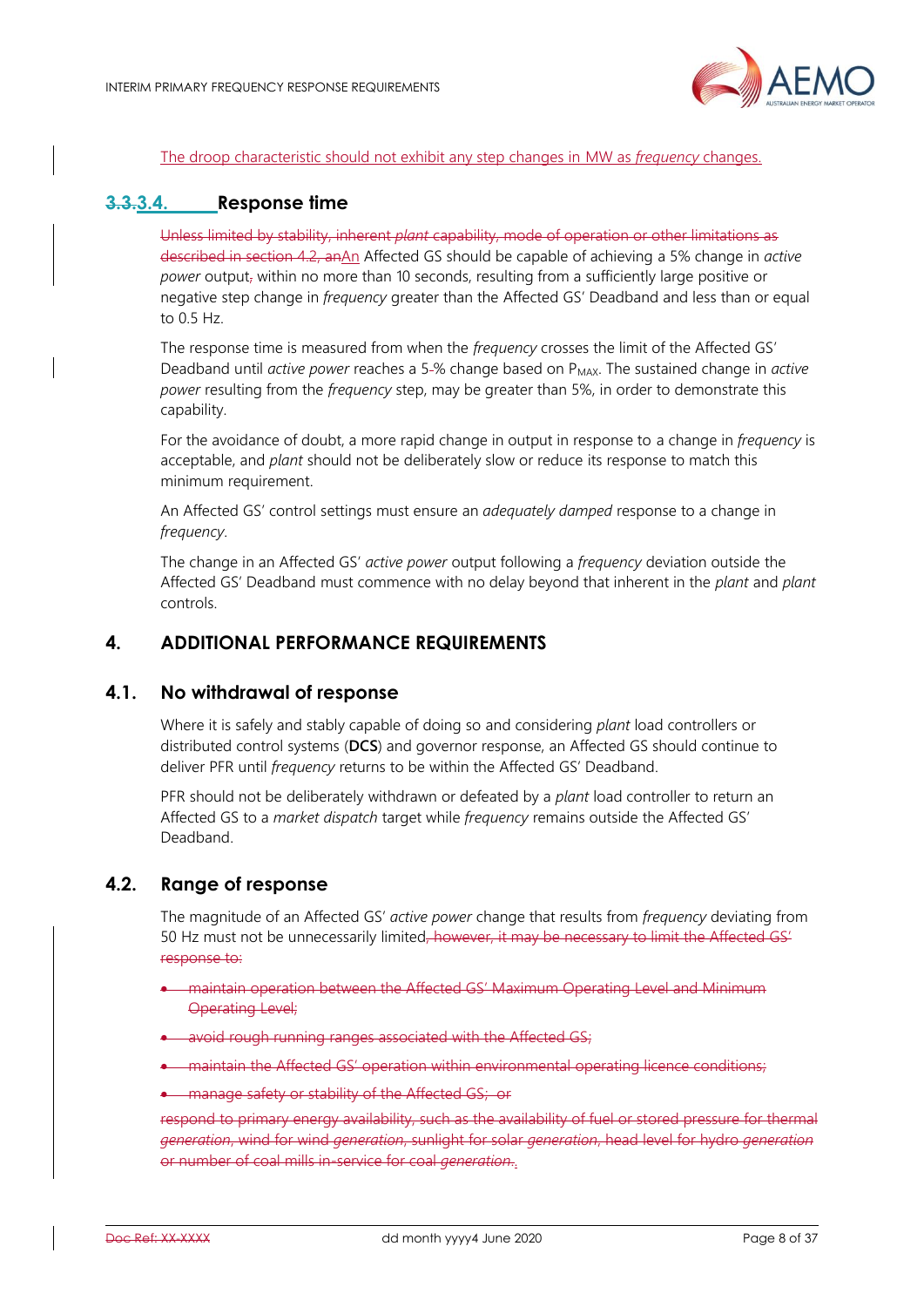The droop characteristic should not exhibit any step changes in MW as *frequency* changes.

### ~~3.3.~~3.4. Response time

~~Unless limited by stability, inherent *plant* capability, mode of operation or other limitations as described in section 4.2, an~~An Affected GS should be capable of achieving a 5% change in *active power* output~~,~~ within no more than 10 seconds, resulting from a sufficiently large positive or negative step change in *frequency* greater than the Affected GS' Deadband and less than or equal to 0.5 Hz.

The response time is measured from when the *frequency* crosses the limit of the Affected GS' Deadband until *active power* reaches a 5-% change based on $P_{MAX}$. The sustained change in *active power* resulting from the *frequency* step, may be greater than 5%, in order to demonstrate this capability.

For the avoidance of doubt, a more rapid change in output in response to a change in *frequency* is acceptable, and *plant* should not be deliberately slow or reduce its response to match this minimum requirement.

An Affected GS' control settings must ensure an *adequately damped* response to a change in *frequency*.

The change in an Affected GS' *active power* output following a *frequency* deviation outside the Affected GS' Deadband must commence with no delay beyond that inherent in the *plant* and *plant* controls.

## 4. ADDITIONAL PERFORMANCE REQUIREMENTS

### 4.1. No withdrawal of response

Where it is safely and stably capable of doing so and considering *plant* load controllers or distributed control systems (**DCS**) and governor response, an Affected GS should continue to deliver PFR until *frequency* returns to be within the Affected GS' Deadband.

PFR should not be deliberately withdrawn or defeated by a *plant* load controller to return an Affected GS to a *market dispatch* target while *frequency* remains outside the Affected GS' Deadband.

### 4.2. Range of response

The magnitude of an Affected GS' *active power* change that results from *frequency* deviating from 50 Hz must not be unnecessarily limited~~, however, it may be necessary to limit the Affected GS' response to:~~

- ~~maintain operation between the Affected GS' Maximum Operating Level and Minimum Operating Level;~~
- ~~avoid rough running ranges associated with the Affected GS;~~
- ~~maintain the Affected GS' operation within environmental operating licence conditions;~~
- ~~manage safety or stability of the Affected GS; or~~

~~respond to primary energy availability, such as the availability of fuel or stored pressure for thermal *generation*, wind for wind *generation*, sunlight for solar *generation*, head level for hydro *generation* or number of coal mills in-service for coal *generation*.~~.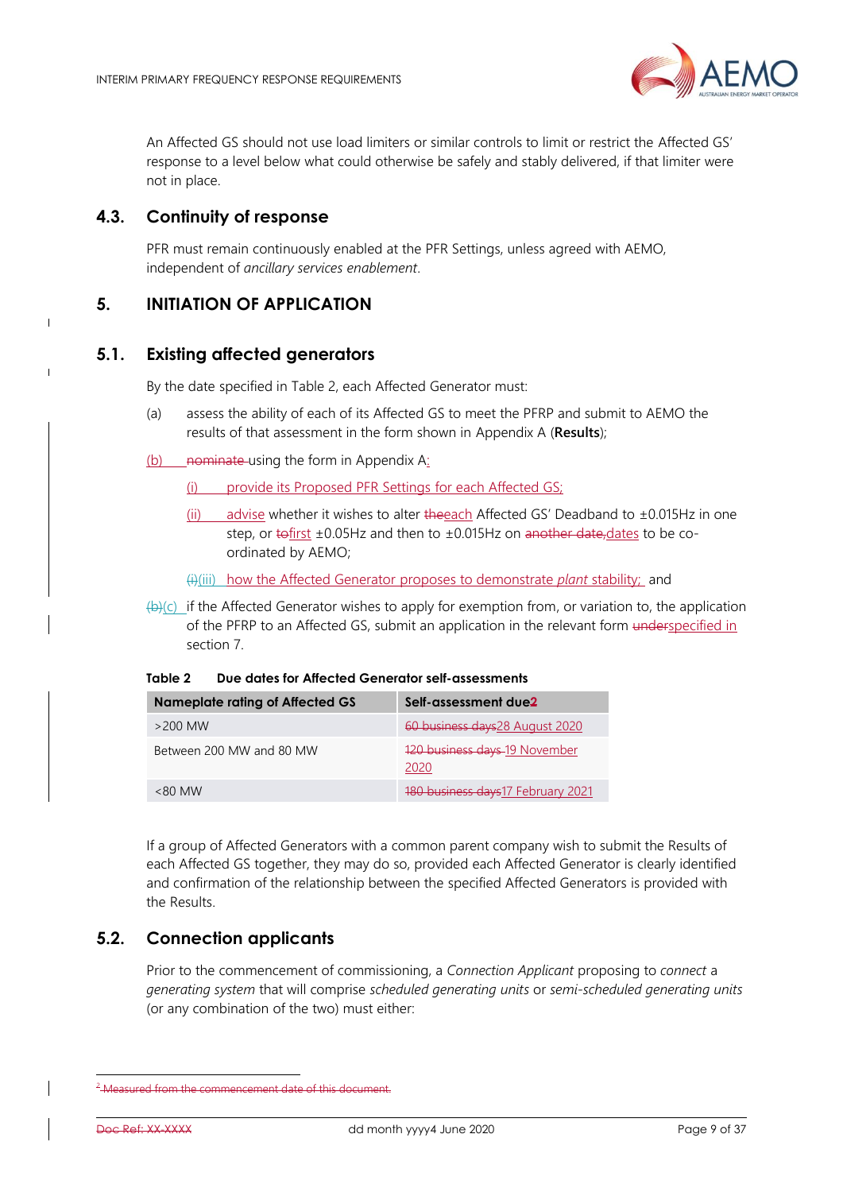An Affected GS should not use load limiters or similar controls to limit or restrict the Affected GS' response to a level below what could otherwise be safely and stably delivered, if that limiter were not in place.

## 4.3. Continuity of response

PFR must remain continuously enabled at the PFR Settings, unless agreed with AEMO, independent of *ancillary services enablement*.

# 5. INITIATION OF APPLICATION

## 5.1. Existing affected generators

By the date specified in Table 2, each Affected Generator must:

(a) assess the ability of each of its Affected GS to meet the PFRP and submit to AEMO the results of that assessment in the form shown in Appendix A (**Results**);

(b) ~~nominate~~ using the form in Appendix A:

(i) provide its Proposed PFR Settings for each Affected GS;

(ii) advise whether it wishes to alter ~~the~~each Affected GS' Deadband to ±0.015Hz in one step, or ~~to~~first ±0.05Hz and then to ±0.015Hz on ~~another date,~~dates to be co-ordinated by AEMO;

~~(i)~~(iii) how the Affected Generator proposes to demonstrate *plant* stability; and

~~(b)~~(c) if the Affected Generator wishes to apply for exemption from, or variation to, the application of the PFRP to an Affected GS, submit an application in the relevant form ~~under~~specified in section 7.

**Table 2 Due dates for Affected Generator self-assessments**

| Nameplate rating of Affected GS | Self-assessment due~~2~~ |
|---|---|
| >200 MW | ~~60 business days~~28 August 2020 |
| Between 200 MW and 80 MW | ~~120 business days~~ 19 November 2020 |
| <80 MW | ~~180 business days~~17 February 2021 |

If a group of Affected Generators with a common parent company wish to submit the Results of each Affected GS together, they may do so, provided each Affected Generator is clearly identified and confirmation of the relationship between the specified Affected Generators is provided with the Results.

## 5.2. Connection applicants

Prior to the commencement of commissioning, a *Connection Applicant* proposing to *connect* a *generating system* that will comprise *scheduled generating units* or *semi-scheduled generating units* (or any combination of the two) must either:

---

~~[2] Measured from the commencement date of this document.~~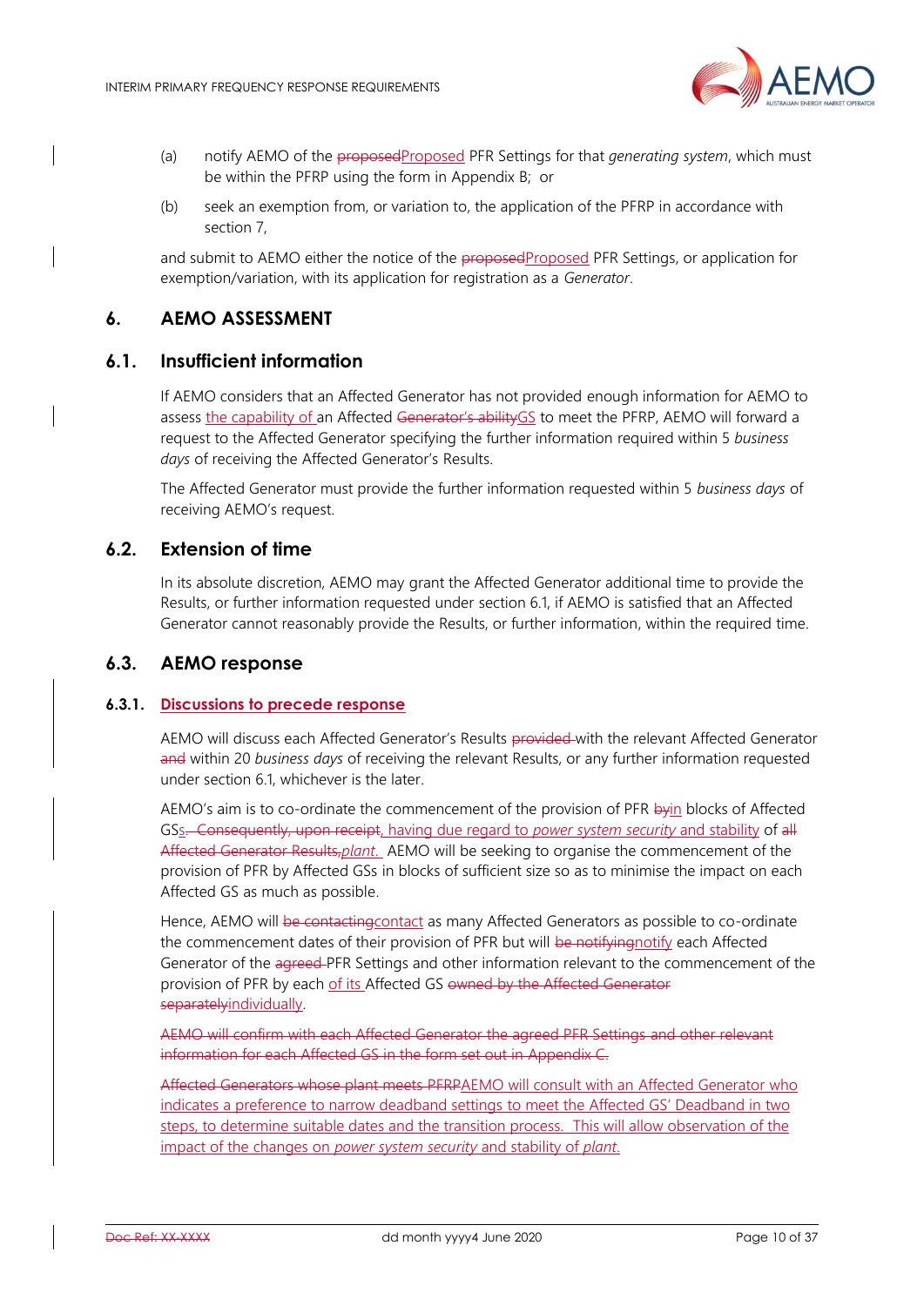(a) notify AEMO of the ~~proposed~~Proposed PFR Settings for that *generating system*, which must be within the PFRP using the form in Appendix B; or

(b) seek an exemption from, or variation to, the application of the PFRP in accordance with section 7,

and submit to AEMO either the notice of the ~~proposed~~Proposed PFR Settings, or application for exemption/variation, with its application for registration as a *Generator*.

## 6. AEMO ASSESSMENT

### 6.1. Insufficient information

If AEMO considers that an Affected Generator has not provided enough information for AEMO to assess the capability of an Affected ~~Generator's ability~~GS to meet the PFRP, AEMO will forward a request to the Affected Generator specifying the further information required within 5 *business days* of receiving the Affected Generator's Results.

The Affected Generator must provide the further information requested within 5 *business days* of receiving AEMO's request.

### 6.2. Extension of time

In its absolute discretion, AEMO may grant the Affected Generator additional time to provide the Results, or further information requested under section 6.1, if AEMO is satisfied that an Affected Generator cannot reasonably provide the Results, or further information, within the required time.

### 6.3. AEMO response

#### 6.3.1. Discussions to precede response

AEMO will discuss each Affected Generator's Results ~~provided~~ with the relevant Affected Generator ~~and~~ within 20 *business days* of receiving the relevant Results, or any further information requested under section 6.1, whichever is the later.

AEMO's aim is to co-ordinate the commencement of the provision of PFR ~~by~~in blocks of Affected GSs~~. Consequently, upon receipt~~, having due regard to *power system security* and stability of ~~all Affected Generator Results,~~*plant*. AEMO will be seeking to organise the commencement of the provision of PFR by Affected GSs in blocks of sufficient size so as to minimise the impact on each Affected GS as much as possible.

Hence, AEMO will ~~be contacting~~contact as many Affected Generators as possible to co-ordinate the commencement dates of their provision of PFR but will ~~be notifying~~notify each Affected Generator of the ~~agreed~~ PFR Settings and other information relevant to the commencement of the provision of PFR by each of its Affected GS ~~owned by the Affected Generator separately~~individually.

~~AEMO will confirm with each Affected Generator the agreed PFR Settings and other relevant information for each Affected GS in the form set out in Appendix C.~~

~~Affected Generators whose plant meets PFRP~~AEMO will consult with an Affected Generator who indicates a preference to narrow deadband settings to meet the Affected GS' Deadband in two steps, to determine suitable dates and the transition process. This will allow observation of the impact of the changes on *power system security* and stability of *plant*.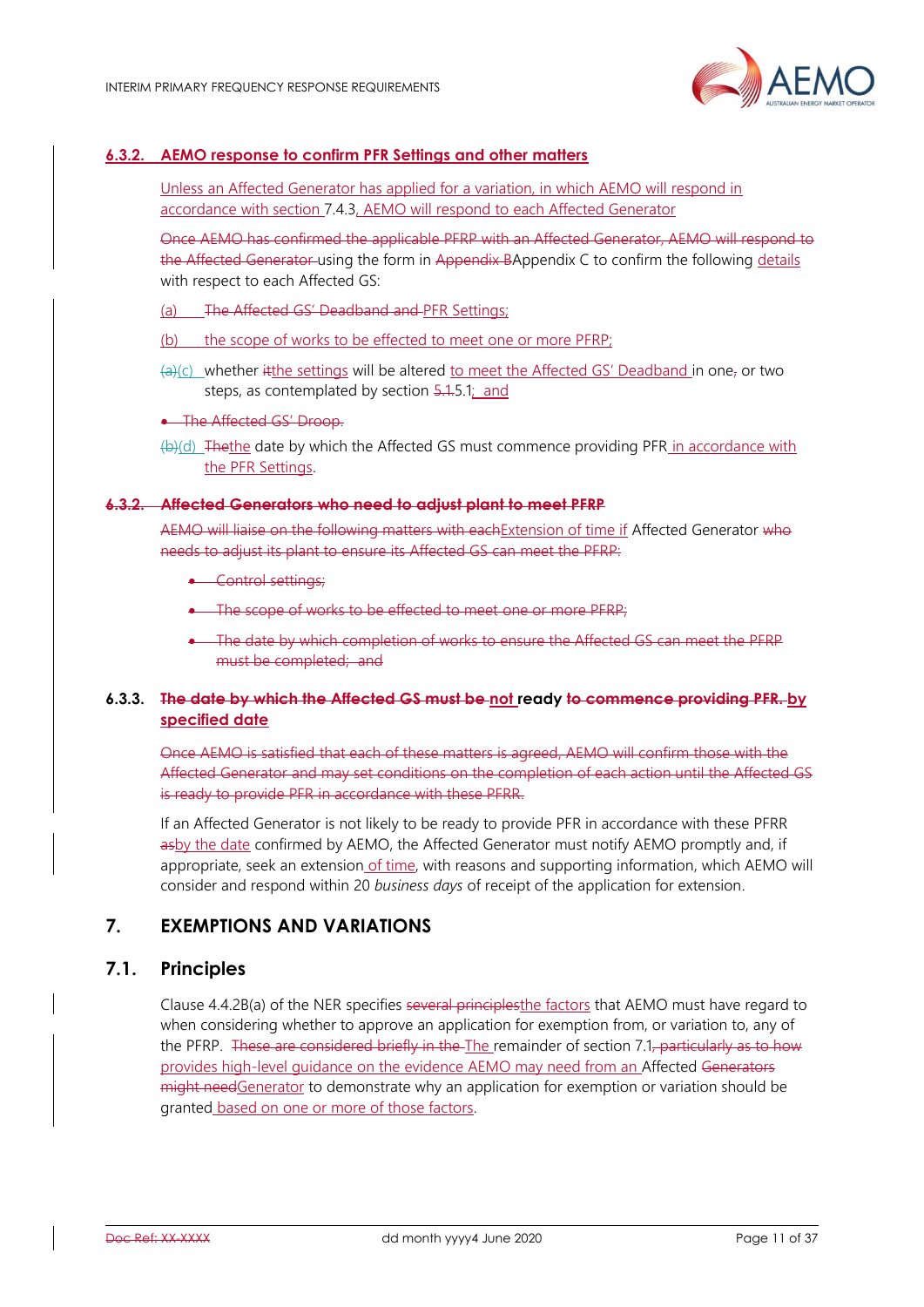### 6.3.2. AEMO response to confirm PFR Settings and other matters

Unless an Affected Generator has applied for a variation, in which AEMO will respond in accordance with section 7.4.3, AEMO will respond to each Affected Generator

~~Once AEMO has confirmed the applicable PFRP with an Affected Generator, AEMO will respond to the Affected Generator~~ using the form in ~~Appendix B~~Appendix C to confirm the following details with respect to each Affected GS:

(a) ~~The Affected GS' Deadband and~~ PFR Settings;

(b) the scope of works to be effected to meet one or more PFRP;

~~(a)~~(c) whether ~~it~~the settings will be altered to meet the Affected GS' Deadband in one~~,~~ or two steps, as contemplated by section ~~5.1~~5.1; and

- ~~The Affected GS' Droop.~~

~~(b)~~(d) ~~The~~the date by which the Affected GS must commence providing PFR in accordance with the PFR Settings.

### ~~6.3.2. Affected Generators who need to adjust plant to meet PFRP~~

~~AEMO will liaise on the following matters with each~~Extension of time if Affected Generator ~~who needs to adjust its plant to ensure its Affected GS can meet the PFRP:~~

- ~~Control settings;~~
- ~~The scope of works to be effected to meet one or more PFRP;~~
- ~~The date by which completion of works to ensure the Affected GS can meet the PFRP must be completed; and~~

### 6.3.3. ~~The date by which the Affected GS must be~~ not ready ~~to commence providing PFR.~~ by specified date

~~Once AEMO is satisfied that each of these matters is agreed, AEMO will confirm those with the Affected Generator and may set conditions on the completion of each action until the Affected GS is ready to provide PFR in accordance with these PFRR.~~

If an Affected Generator is not likely to be ready to provide PFR in accordance with these PFRR ~~as~~by the date confirmed by AEMO, the Affected Generator must notify AEMO promptly and, if appropriate, seek an extension of time, with reasons and supporting information, which AEMO will consider and respond within 20 *business days* of receipt of the application for extension.

## 7. EXEMPTIONS AND VARIATIONS

### 7.1. Principles

Clause 4.4.2B(a) of the NER specifies ~~several principles~~the factors that AEMO must have regard to when considering whether to approve an application for exemption from, or variation to, any of the PFRP. ~~These are considered briefly in the~~ The remainder of section 7.1~~, particularly as to how~~ provides high-level guidance on the evidence AEMO may need from an Affected ~~Generators might need~~Generator to demonstrate why an application for exemption or variation should be granted based on one or more of those factors.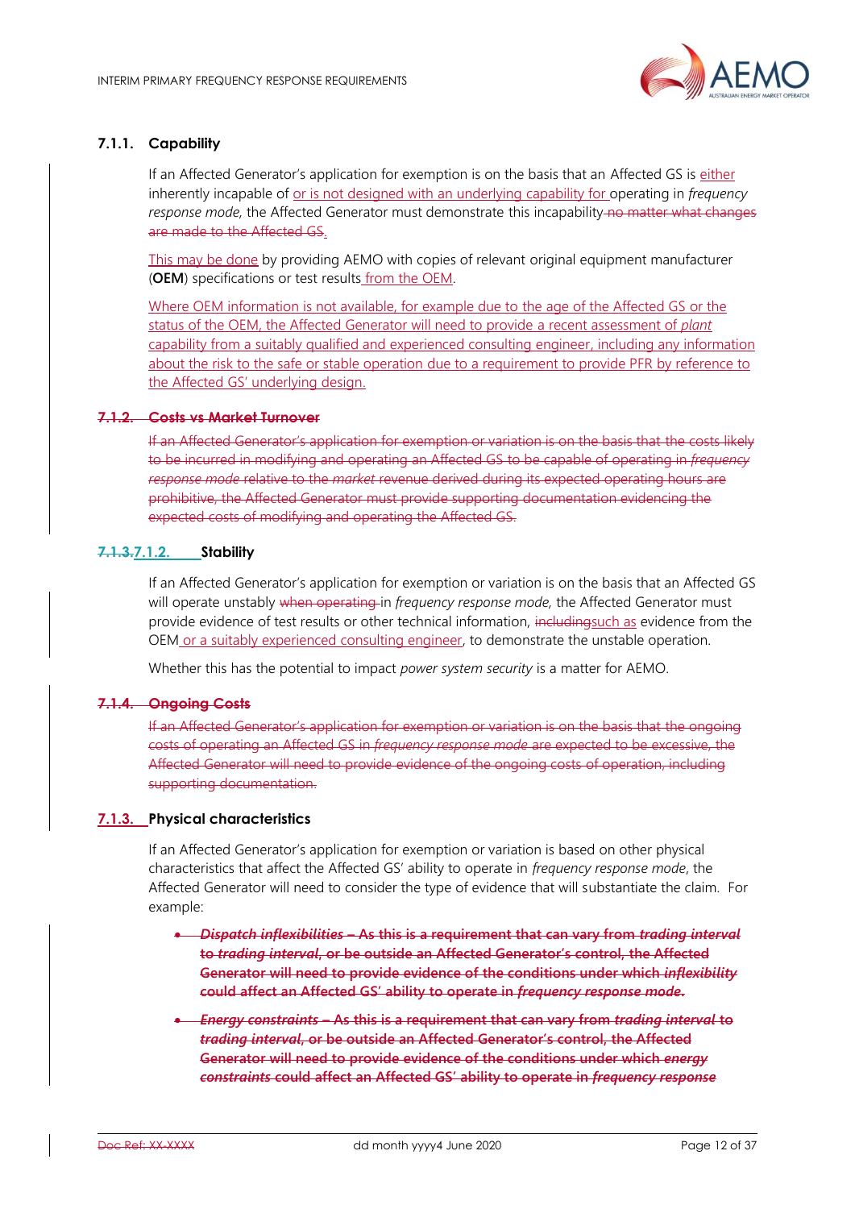### 7.1.1. Capability

If an Affected Generator's application for exemption is on the basis that an Affected GS is either inherently incapable of or is not designed with an underlying capability for operating in *frequency response mode*, the Affected Generator must demonstrate this incapability ~~no matter what changes are made to the Affected GS~~.

This may be done by providing AEMO with copies of relevant original equipment manufacturer (**OEM**) specifications or test results from the OEM.

Where OEM information is not available, for example due to the age of the Affected GS or the status of the OEM, the Affected Generator will need to provide a recent assessment of *plant* capability from a suitably qualified and experienced consulting engineer, including any information about the risk to the safe or stable operation due to a requirement to provide PFR by reference to the Affected GS' underlying design.

### ~~7.1.2. Costs vs Market Turnover~~

~~If an Affected Generator's application for exemption or variation is on the basis that the costs likely to be incurred in modifying and operating an Affected GS to be capable of operating in *frequency response mode* relative to the *market* revenue derived during its expected operating hours are prohibitive, the Affected Generator must provide supporting documentation evidencing the expected costs of modifying and operating the Affected GS.~~

### ~~7.1.3.~~7.1.2. Stability

If an Affected Generator's application for exemption or variation is on the basis that an Affected GS will operate unstably ~~when operating~~ in *frequency response mode*, the Affected Generator must provide evidence of test results or other technical information, ~~including~~such as evidence from the OEM or a suitably experienced consulting engineer, to demonstrate the unstable operation.

Whether this has the potential to impact *power system security* is a matter for AEMO.

### ~~7.1.4. Ongoing Costs~~

~~If an Affected Generator's application for exemption or variation is on the basis that the ongoing costs of operating an Affected GS in *frequency response mode* are expected to be excessive, the Affected Generator will need to provide evidence of the ongoing costs of operation, including supporting documentation.~~

### 7.1.3. Physical characteristics

If an Affected Generator's application for exemption or variation is based on other physical characteristics that affect the Affected GS' ability to operate in *frequency response mode*, the Affected Generator will need to consider the type of evidence that will substantiate the claim. For example:

- ~~***Dispatch inflexibilities*** **– As this is a requirement that can vary from** ***trading interval*** **to** ***trading interval*****, or be outside an Affected Generator's control, the Affected Generator will need to provide evidence of the conditions under which** ***inflexibility*** **could affect an Affected GS' ability to operate in** ***frequency response mode*****.**~~
- ~~***Energy constraints*** **– As this is a requirement that can vary from** ***trading interval*** **to** ***trading interval*****, or be outside an Affected Generator's control, the Affected Generator will need to provide evidence of the conditions under which** ***energy constraints*** **could affect an Affected GS' ability to operate in** ***frequency response***~~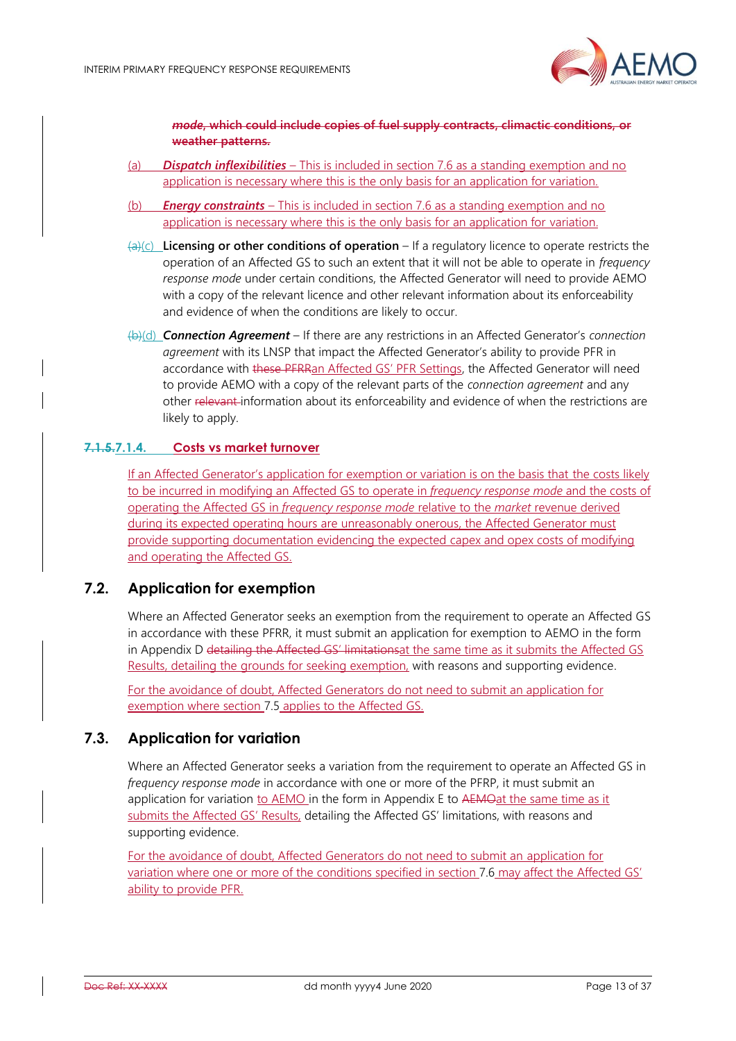~~***mode*, which could include copies of fuel supply contracts, climactic conditions, or weather patterns.**~~

(a) ***Dispatch inflexibilities*** – This is included in section 7.6 as a standing exemption and no application is necessary where this is the only basis for an application for variation.

(b) ***Energy constraints*** – This is included in section 7.6 as a standing exemption and no application is necessary where this is the only basis for an application for variation.

~~(a)~~(c) **Licensing or other conditions of operation** – If a regulatory licence to operate restricts the operation of an Affected GS to such an extent that it will not be able to operate in *frequency response mode* under certain conditions, the Affected Generator will need to provide AEMO with a copy of the relevant licence and other relevant information about its enforceability and evidence of when the conditions are likely to occur.

~~(b)~~(d) ***Connection Agreement*** – If there are any restrictions in an Affected Generator's *connection agreement* with its LNSP that impact the Affected Generator's ability to provide PFR in accordance with ~~these PFRR~~an Affected GS' PFR Settings, the Affected Generator will need to provide AEMO with a copy of the relevant parts of the *connection agreement* and any other ~~relevant~~ information about its enforceability and evidence of when the restrictions are likely to apply.

#### ~~7.1.5.~~7.1.4. Costs vs market turnover

If an Affected Generator's application for exemption or variation is on the basis that the costs likely to be incurred in modifying an Affected GS to operate in *frequency response mode* and the costs of operating the Affected GS in *frequency response mode* relative to the *market* revenue derived during its expected operating hours are unreasonably onerous, the Affected Generator must provide supporting documentation evidencing the expected capex and opex costs of modifying and operating the Affected GS.

## 7.2. Application for exemption

Where an Affected Generator seeks an exemption from the requirement to operate an Affected GS in accordance with these PFRR, it must submit an application for exemption to AEMO in the form in Appendix D ~~detailing the Affected GS' limitations~~at the same time as it submits the Affected GS Results, detailing the grounds for seeking exemption, with reasons and supporting evidence.

For the avoidance of doubt, Affected Generators do not need to submit an application for exemption where section 7.5 applies to the Affected GS.

## 7.3. Application for variation

Where an Affected Generator seeks a variation from the requirement to operate an Affected GS in *frequency response mode* in accordance with one or more of the PFRP, it must submit an application for variation to AEMO in the form in Appendix E to ~~AEMO~~at the same time as it submits the Affected GS' Results, detailing the Affected GS' limitations, with reasons and supporting evidence.

For the avoidance of doubt, Affected Generators do not need to submit an application for variation where one or more of the conditions specified in section 7.6 may affect the Affected GS' ability to provide PFR.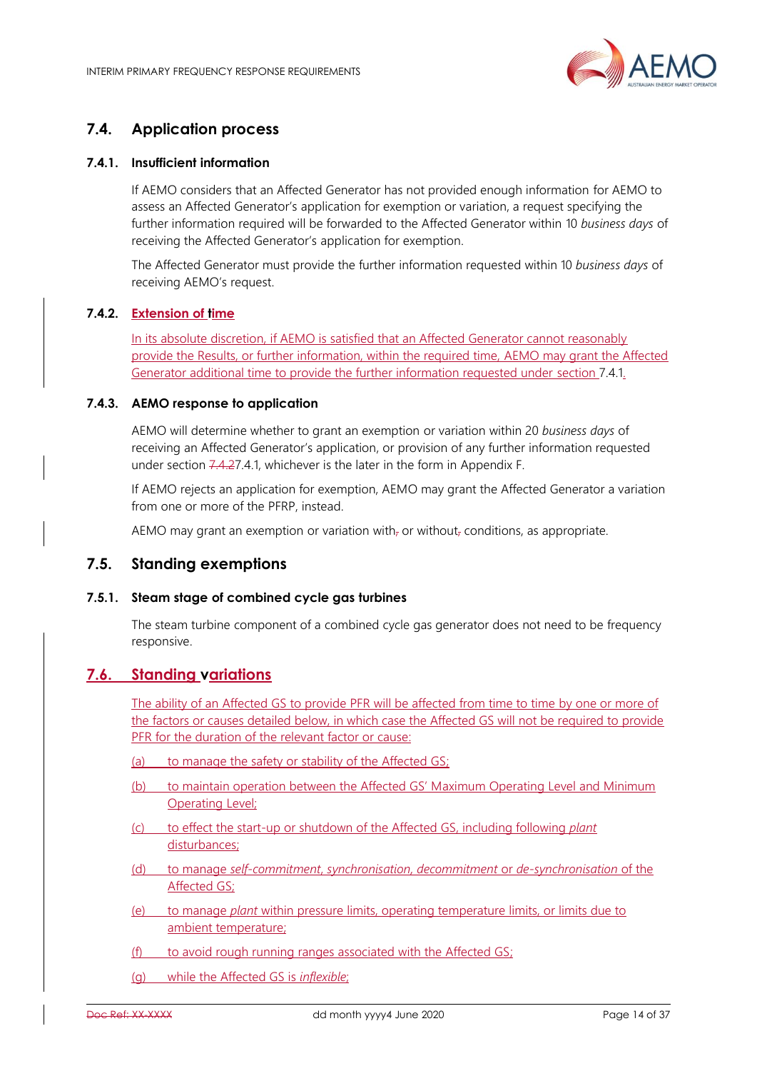## 7.4. Application process

### 7.4.1. Insufficient information

If AEMO considers that an Affected Generator has not provided enough information for AEMO to assess an Affected Generator's application for exemption or variation, a request specifying the further information required will be forwarded to the Affected Generator within 10 *business days* of receiving the Affected Generator's application for exemption.

The Affected Generator must provide the further information requested within 10 *business days* of receiving AEMO's request.

### 7.4.2. Extension of time

In its absolute discretion, if AEMO is satisfied that an Affected Generator cannot reasonably provide the Results, or further information, within the required time, AEMO may grant the Affected Generator additional time to provide the further information requested under section 7.4.1.

### 7.4.3. AEMO response to application

AEMO will determine whether to grant an exemption or variation within 20 *business days* of receiving an Affected Generator's application, or provision of any further information requested under section ~~7.4.2~~7.4.1, whichever is the later in the form in Appendix F.

If AEMO rejects an application for exemption, AEMO may grant the Affected Generator a variation from one or more of the PFRP, instead.

AEMO may grant an exemption or variation with~~,~~ or without~~,~~ conditions, as appropriate.

## 7.5. Standing exemptions

### 7.5.1. Steam stage of combined cycle gas turbines

The steam turbine component of a combined cycle gas generator does not need to be frequency responsive.

## 7.6. Standing variations

The ability of an Affected GS to provide PFR will be affected from time to time by one or more of the factors or causes detailed below, in which case the Affected GS will not be required to provide PFR for the duration of the relevant factor or cause:

(a) to manage the safety or stability of the Affected GS;

(b) to maintain operation between the Affected GS' Maximum Operating Level and Minimum Operating Level;

(c) to effect the start-up or shutdown of the Affected GS, including following *plant* disturbances;

(d) to manage *self-commitment, synchronisation, decommitment* or *de-synchronisation* of the Affected GS;

(e) to manage *plant* within pressure limits, operating temperature limits, or limits due to ambient temperature;

(f) to avoid rough running ranges associated with the Affected GS;

(g) while the Affected GS is *inflexible*;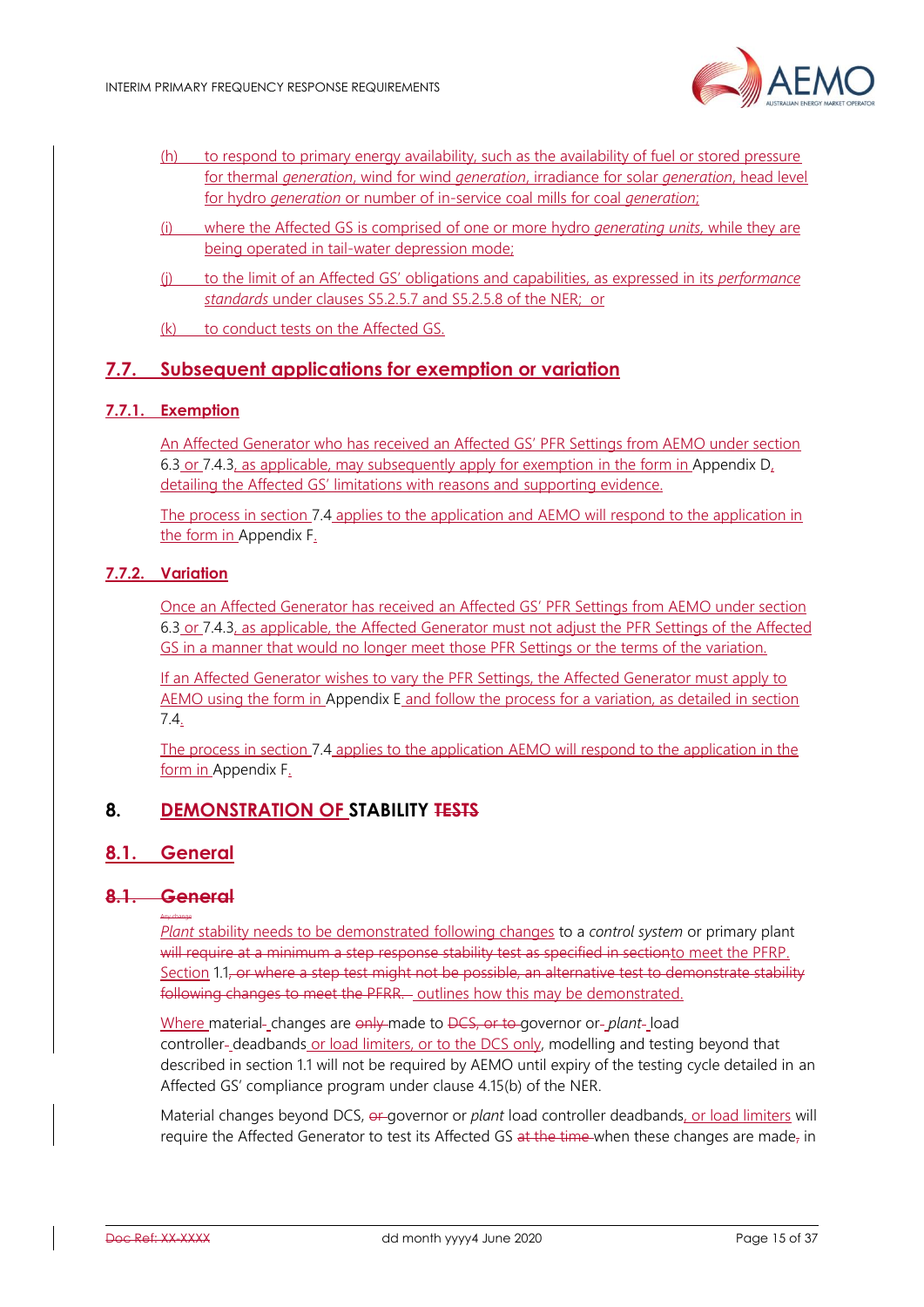(h) to respond to primary energy availability, such as the availability of fuel or stored pressure for thermal *generation*, wind for wind *generation*, irradiance for solar *generation*, head level for hydro *generation* or number of in-service coal mills for coal *generation*;

(i) where the Affected GS is comprised of one or more hydro *generating units*, while they are being operated in tail-water depression mode;

(j) to the limit of an Affected GS' obligations and capabilities, as expressed in its *performance standards* under clauses S5.2.5.7 and S5.2.5.8 of the NER; or

(k) to conduct tests on the Affected GS.

## 7.7. Subsequent applications for exemption or variation

### 7.7.1. Exemption

An Affected Generator who has received an Affected GS' PFR Settings from AEMO under section 6.3 or 7.4.3, as applicable, may subsequently apply for exemption in the form in Appendix D, detailing the Affected GS' limitations with reasons and supporting evidence.

The process in section 7.4 applies to the application and AEMO will respond to the application in the form in Appendix F.

### 7.7.2. Variation

Once an Affected Generator has received an Affected GS' PFR Settings from AEMO under section 6.3 or 7.4.3, as applicable, the Affected Generator must not adjust the PFR Settings of the Affected GS in a manner that would no longer meet those PFR Settings or the terms of the variation.

If an Affected Generator wishes to vary the PFR Settings, the Affected Generator must apply to AEMO using the form in Appendix E and follow the process for a variation, as detailed in section 7.4.

The process in section 7.4 applies to the application AEMO will respond to the application in the form in Appendix F.

# 8. DEMONSTRATION OF STABILITY ~~TESTS~~

## 8.1. General

## ~~8.1. General~~

*Plant* stability needs to be demonstrated following changes to a *control system* or primary plant ~~will require at a minimum a step response stability test as specified in section~~to meet the PFRP. Section 1.1~~, or where a step test might not be possible, an alternative test to demonstrate stability following changes to meet the PFRR.~~ outlines how this may be demonstrated.

Where material changes are ~~only~~ made to ~~DCS, or to~~ governor or *plant* load controller deadbands or load limiters, or to the DCS only, modelling and testing beyond that described in section 1.1 will not be required by AEMO until expiry of the testing cycle detailed in an Affected GS' compliance program under clause 4.15(b) of the NER.

Material changes beyond DCS, ~~or~~ governor or *plant* load controller deadbands, or load limiters will require the Affected Generator to test its Affected GS ~~at the time~~ when these changes are made, in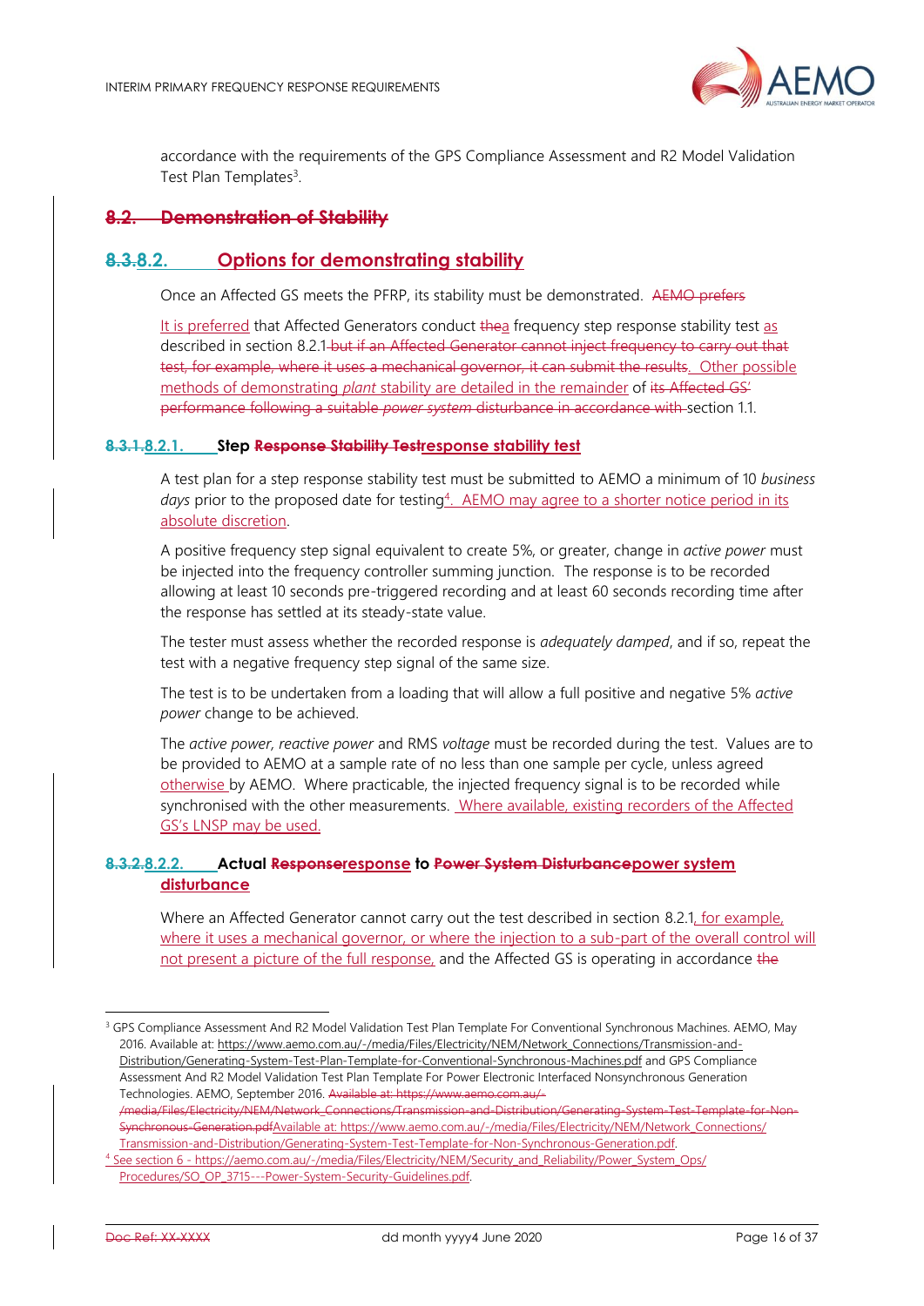accordance with the requirements of the GPS Compliance Assessment and R2 Model Validation Test Plan Templates[3].

## ~~8.2. Demonstration of Stability~~

## ~~8.3.~~8.2. Options for demonstrating stability

Once an Affected GS meets the PFRP, its stability must be demonstrated. ~~AEMO prefers~~

It is preferred that Affected Generators conduct ~~the~~a frequency step response stability test as described in section 8.2.1 ~~but if an Affected Generator cannot inject frequency to carry out that test, for example, where it uses a mechanical governor, it can submit the results~~. Other possible methods of demonstrating *plant* stability are detailed in the remainder of ~~its Affected GS' performance following a suitable *power system* disturbance in accordance with~~ section 1.1.

### ~~8.3.1.~~8.2.1. Step ~~Response Stability Test~~response stability test

A test plan for a step response stability test must be submitted to AEMO a minimum of 10 *business days* prior to the proposed date for testing[4]. AEMO may agree to a shorter notice period in its absolute discretion.

A positive frequency step signal equivalent to create 5%, or greater, change in *active power* must be injected into the frequency controller summing junction. The response is to be recorded allowing at least 10 seconds pre-triggered recording and at least 60 seconds recording time after the response has settled at its steady-state value.

The tester must assess whether the recorded response is *adequately damped*, and if so, repeat the test with a negative frequency step signal of the same size.

The test is to be undertaken from a loading that will allow a full positive and negative 5% *active power* change to be achieved.

The *active power, reactive power* and RMS *voltage* must be recorded during the test. Values are to be provided to AEMO at a sample rate of no less than one sample per cycle, unless agreed otherwise by AEMO. Where practicable, the injected frequency signal is to be recorded while synchronised with the other measurements. Where available, existing recorders of the Affected GS's LNSP may be used.

### ~~8.3.2.~~8.2.2. Actual ~~Response~~response to ~~Power System Disturbance~~power system disturbance

Where an Affected Generator cannot carry out the test described in section 8.2.1, for example, where it uses a mechanical governor, or where the injection to a sub-part of the overall control will not present a picture of the full response, and the Affected GS is operating in accordance ~~the~~

---

[3] GPS Compliance Assessment And R2 Model Validation Test Plan Template For Conventional Synchronous Machines. AEMO, May 2016. Available at: https://www.aemo.com.au/-/media/Files/Electricity/NEM/Network_Connections/Transmission-and-Distribution/Generating-System-Test-Plan-Template-for-Conventional-Synchronous-Machines.pdf and GPS Compliance Assessment And R2 Model Validation Test Plan Template For Power Electronic Interfaced Nonsynchronous Generation Technologies. AEMO, September 2016. ~~Available at: https://www.aemo.com.au/-/media/Files/Electricity/NEM/Network_Connections/Transmission-and-Distribution/Generating-System-Test-Template-for-Non-Synchronous-Generation.pdf~~Available at: https://www.aemo.com.au/-/media/Files/Electricity/NEM/Network_Connections/Transmission-and-Distribution/Generating-System-Test-Template-for-Non-Synchronous-Generation.pdf.

[4] See section 6 - https://aemo.com.au/-/media/Files/Electricity/NEM/Security_and_Reliability/Power_System_Ops/Procedures/SO_OP_3715---Power-System-Security-Guidelines.pdf.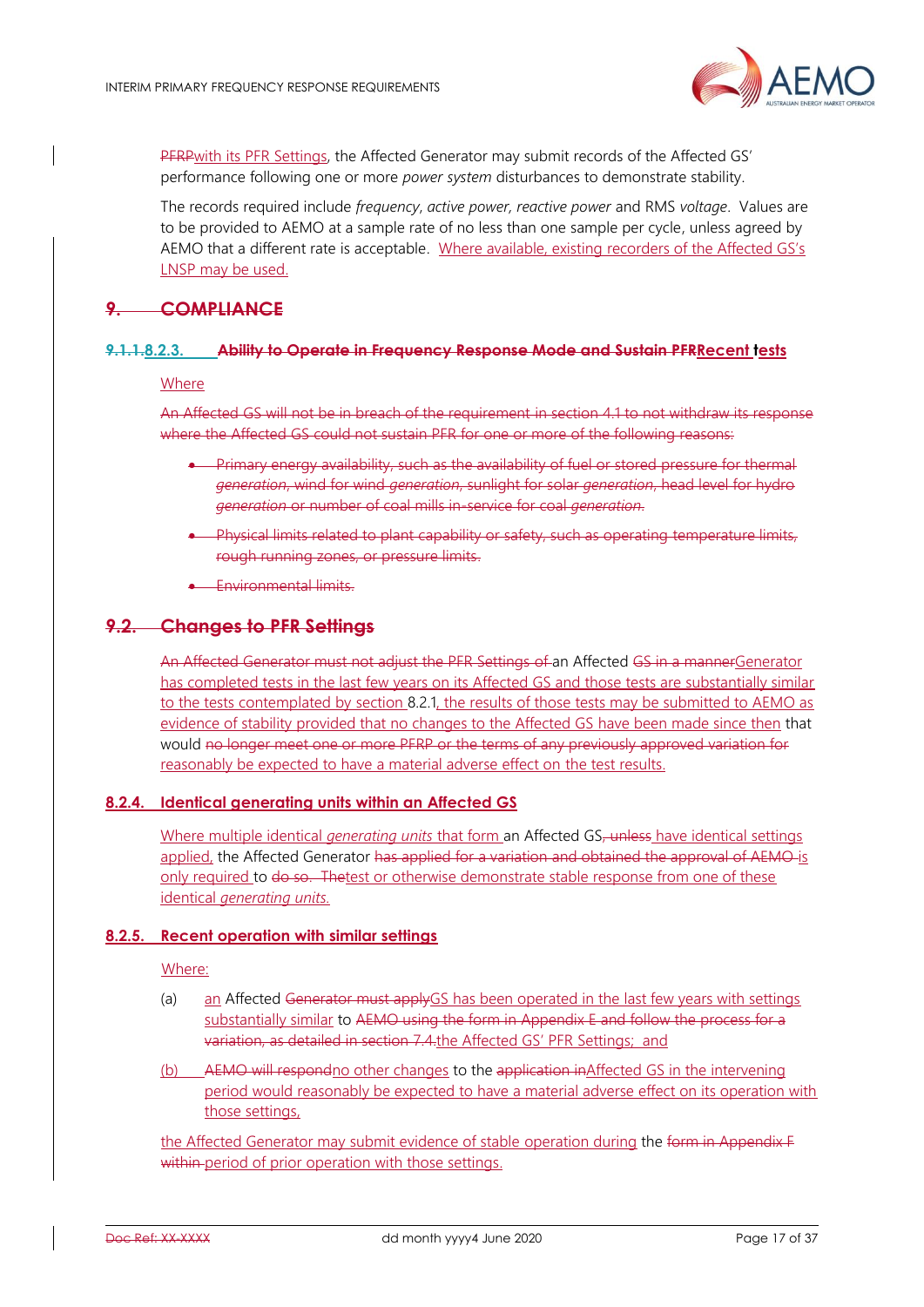~~PFRP~~with its PFR Settings, the Affected Generator may submit records of the Affected GS' performance following one or more *power system* disturbances to demonstrate stability.

The records required include *frequency*, *active power*, *reactive power* and RMS *voltage*. Values are to be provided to AEMO at a sample rate of no less than one sample per cycle, unless agreed by AEMO that a different rate is acceptable. Where available, existing recorders of the Affected GS's LNSP may be used.

## ~~9. COMPLIANCE~~

### ~~9.1.1.~~8.2.3. ~~Ability to Operate in Frequency Response Mode and Sustain PFR~~Recent tests

Where

~~An Affected GS will not be in breach of the requirement in section 4.1 to not withdraw its response where the Affected GS could not sustain PFR for one or more of the following reasons:~~

- ~~Primary energy availability, such as the availability of fuel or stored pressure for thermal *generation*, wind for wind *generation*, sunlight for solar *generation*, head level for hydro *generation* or number of coal mills in-service for coal *generation*.~~
- ~~Physical limits related to plant capability or safety, such as operating temperature limits, rough running zones, or pressure limits.~~
- ~~Environmental limits.~~

## ~~9.2. Changes to PFR Settings~~

~~An Affected Generator must not adjust the PFR Settings of~~ an Affected ~~GS in a manner~~Generator has completed tests in the last few years on its Affected GS and those tests are substantially similar to the tests contemplated by section 8.2.1, the results of those tests may be submitted to AEMO as evidence of stability provided that no changes to the Affected GS have been made since then that would ~~no longer meet one or more PFRP or the terms of any previously approved variation for~~ reasonably be expected to have a material adverse effect on the test results.

### 8.2.4. Identical generating units within an Affected GS

Where multiple identical *generating units* that form an Affected GS~~, unless~~ have identical settings applied, the Affected Generator ~~has applied for a variation and obtained the approval of AEMO~~ is only required to ~~do so. The~~test or otherwise demonstrate stable response from one of these identical *generating units*.

### 8.2.5. Recent operation with similar settings

Where:

(a) an Affected ~~Generator must apply~~GS has been operated in the last few years with settings substantially similar to ~~AEMO using the form in Appendix E and follow the process for a variation, as detailed in section 7.4.~~the Affected GS' PFR Settings; and

(b) ~~AEMO will respond~~no other changes to the ~~application in~~Affected GS in the intervening period would reasonably be expected to have a material adverse effect on its operation with those settings,

the Affected Generator may submit evidence of stable operation during the ~~form in Appendix F within~~ period of prior operation with those settings.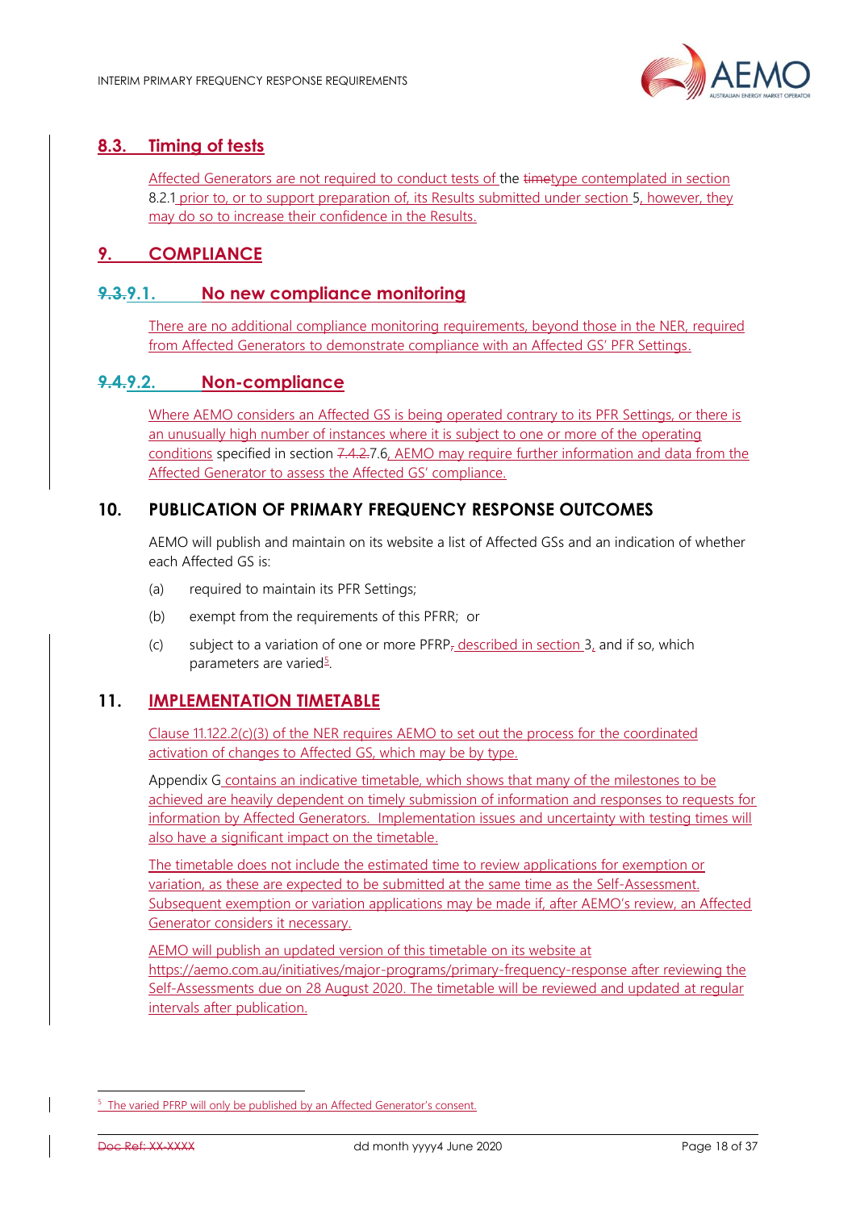## 8.3. Timing of tests

Affected Generators are not required to conduct tests of the type contemplated in section 8.2.1 prior to, or to support preparation of, its Results submitted under section 5, however, they may do so to increase their confidence in the Results.

# 9. COMPLIANCE

## 9.1. No new compliance monitoring

There are no additional compliance monitoring requirements, beyond those in the NER, required from Affected Generators to demonstrate compliance with an Affected GS' PFR Settings.

## 9.2. Non-compliance

Where AEMO considers an Affected GS is being operated contrary to its PFR Settings, or there is an unusually high number of instances where it is subject to one or more of the operating conditions specified in section 7.6, AEMO may require further information and data from the Affected Generator to assess the Affected GS' compliance.

# 10. PUBLICATION OF PRIMARY FREQUENCY RESPONSE OUTCOMES

AEMO will publish and maintain on its website a list of Affected GSs and an indication of whether each Affected GS is:

(a) required to maintain its PFR Settings;

(b) exempt from the requirements of this PFRR; or

(c) subject to a variation of one or more PFRP described in section 3, and if so, which parameters are varied[5].

# 11. IMPLEMENTATION TIMETABLE

Clause 11.122.2(c)(3) of the NER requires AEMO to set out the process for the coordinated activation of changes to Affected GS, which may be by type.

Appendix G contains an indicative timetable, which shows that many of the milestones to be achieved are heavily dependent on timely submission of information and responses to requests for information by Affected Generators. Implementation issues and uncertainty with testing times will also have a significant impact on the timetable.

The timetable does not include the estimated time to review applications for exemption or variation, as these are expected to be submitted at the same time as the Self-Assessment. Subsequent exemption or variation applications may be made if, after AEMO's review, an Affected Generator considers it necessary.

AEMO will publish an updated version of this timetable on its website at https://aemo.com.au/initiatives/major-programs/primary-frequency-response after reviewing the Self-Assessments due on 28 August 2020. The timetable will be reviewed and updated at regular intervals after publication.

---

[5] The varied PFRP will only be published by an Affected Generator's consent.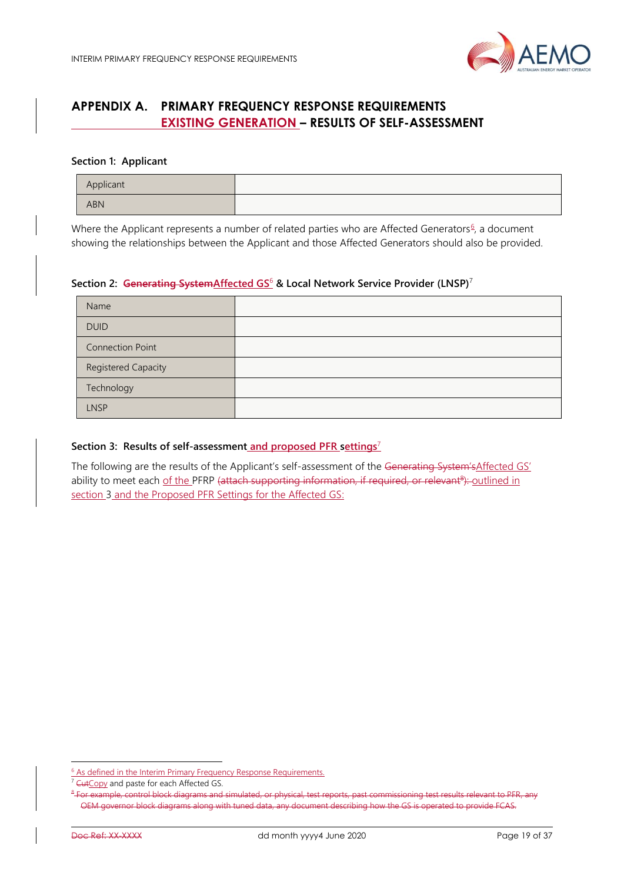# APPENDIX A. PRIMARY FREQUENCY RESPONSE REQUIREMENTS EXISTING GENERATION – RESULTS OF SELF-ASSESSMENT

### Section 1: Applicant

| Applicant | |
|---|---|
| ABN | |

Where the Applicant represents a number of related parties who are Affected Generators[6], a document showing the relationships between the Applicant and those Affected Generators should also be provided.

### Section 2: ~~Generating System~~Affected GS[6] & Local Network Service Provider (LNSP)[7]

| Name | |
|---|---|
| DUID | |
| Connection Point | |
| Registered Capacity | |
| Technology | |
| LNSP | |

### Section 3: Results of self-assessment and proposed PFR settings[7]

The following are the results of the Applicant's self-assessment of the ~~Generating System's~~Affected GS' ability to meet each of the PFRP ~~(attach supporting information, if required, or relevant[8]):~~ outlined in section 3 and the Proposed PFR Settings for the Affected GS:

---

[6] As defined in the Interim Primary Frequency Response Requirements.

[7] ~~Cut~~Copy and paste for each Affected GS.

[8] ~~For example, control block diagrams and simulated, or physical, test reports, past commissioning test results relevant to PFR, any OEM governor block diagrams along with tuned data, any document describing how the GS is operated to provide FCAS.~~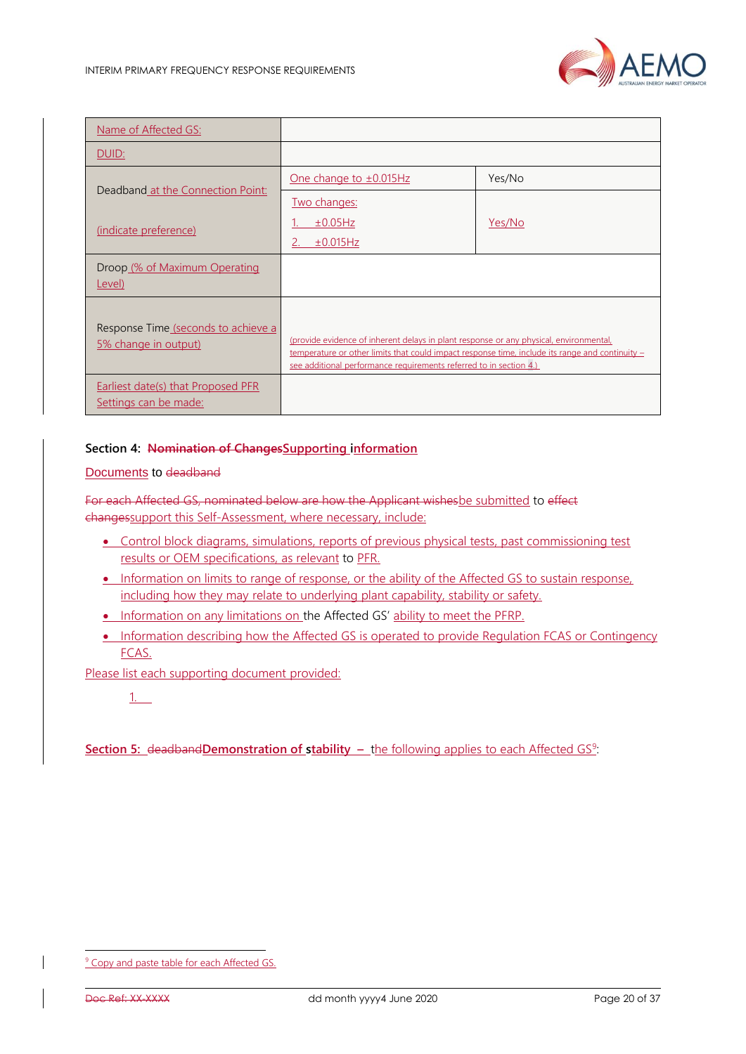| Name of Affected GS: | | |
|---|---|---|
| DUID: | | |
| Deadband at the Connection Point:<br><br>(indicate preference) | One change to ±0.015Hz | Yes/No |
| | Two changes:<br>1. ±0.05Hz<br>2. ±0.015Hz | Yes/No |
| Droop (% of Maximum Operating Level) | | |
| Response Time (seconds to achieve a 5% change in output) | (provide evidence of inherent delays in plant response or any physical, environmental, temperature or other limits that could impact response time, include its range and continuity – see additional performance requirements referred to in section 4.) | |
| Earliest date(s) that Proposed PFR Settings can be made: | | |

## Section 4: ~~Nomination of Changes~~Supporting information

Documents to ~~deadband~~

~~For each Affected GS, nominated below are how the Applicant wishes~~be submitted to ~~effect changes~~support this Self-Assessment, where necessary, include:

- Control block diagrams, simulations, reports of previous physical tests, past commissioning test results or OEM specifications, as relevant to PFR.
- Information on limits to range of response, or the ability of the Affected GS to sustain response, including how they may relate to underlying plant capability, stability or safety.
- Information on any limitations on the Affected GS' ability to meet the PFRP.
- Information describing how the Affected GS is operated to provide Regulation FCAS or Contingency FCAS.

Please list each supporting document provided:

1.

## Section 5: ~~deadband~~Demonstration of stability – the following applies to each Affected GS[9]:

[9] Copy and paste table for each Affected GS.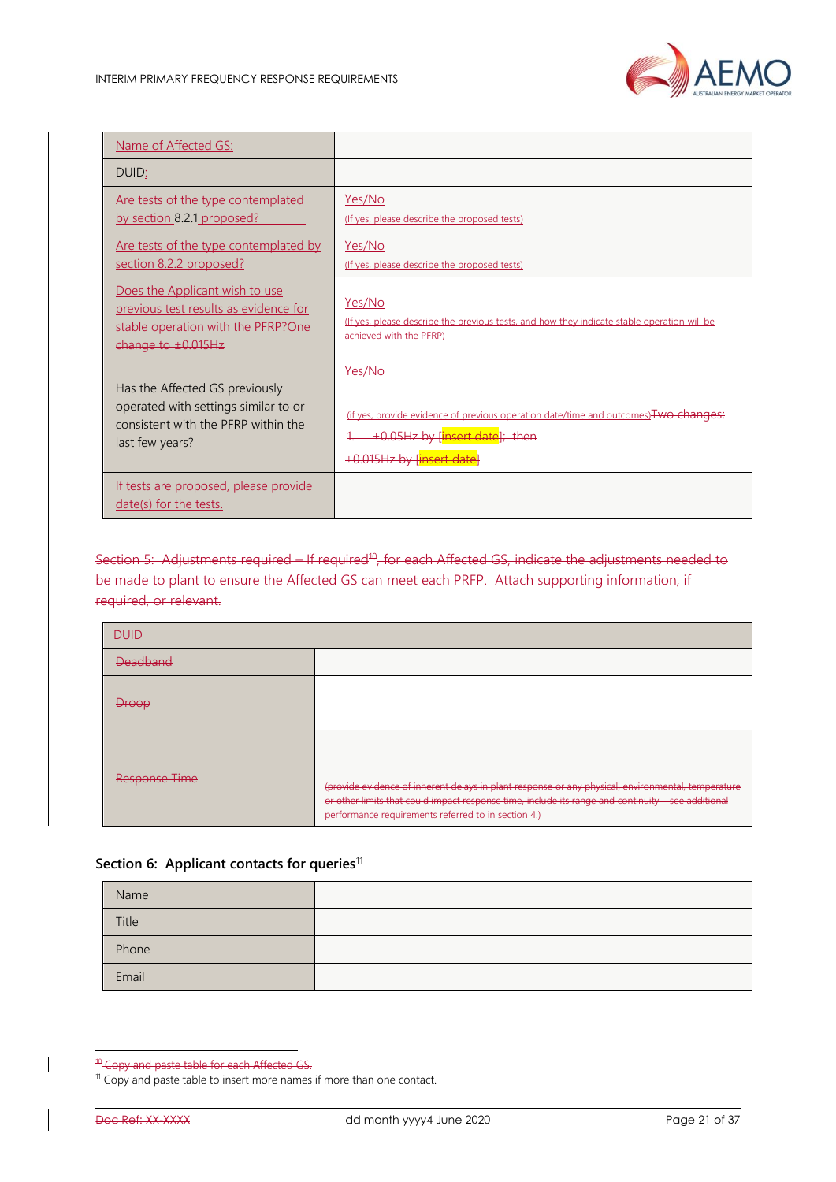| Name of Affected GS: | |
|---|---|
| DUID: | |
| Are tests of the type contemplated by section 8.2.1 proposed? | Yes/No<br>(If yes, please describe the proposed tests) |
| Are tests of the type contemplated by section 8.2.2 proposed? | Yes/No<br>(If yes, please describe the proposed tests) |
| Does the Applicant wish to use previous test results as evidence for stable operation with the PFRP?~~One change to ±0.015Hz~~ | Yes/No<br>(If yes, please describe the previous tests, and how they indicate stable operation will be achieved with the PFRP) |
| Has the Affected GS previously operated with settings similar to or consistent with the PFRP within the last few years? | Yes/No<br>(if yes, provide evidence of previous operation date/time and outcomes)~~Two changes:~~<br>~~1. ±0.05Hz by [insert date]; then~~<br>~~±0.015Hz by [insert date]~~ |
| If tests are proposed, please provide date(s) for the tests. | |

~~Section 5: Adjustments required – If required[10], for each Affected GS, indicate the adjustments needed to be made to plant to ensure the Affected GS can meet each PRFP. Attach supporting information, if required, or relevant.~~

| ~~DUID~~ | |
|---|---|
| ~~Deadband~~ | |
| ~~Droop~~ | |
| ~~Response Time~~ | ~~(provide evidence of inherent delays in plant response or any physical, environmental, temperature or other limits that could impact response time, include its range and continuity – see additional performance requirements referred to in section 4.)~~ |

## Section 6: Applicant contacts for queries[11]

| Name | |
|---|---|
| Title | |
| Phone | |
| Email | |

~~[10] Copy and paste table for each Affected GS.~~

[11] Copy and paste table to insert more names if more than one contact.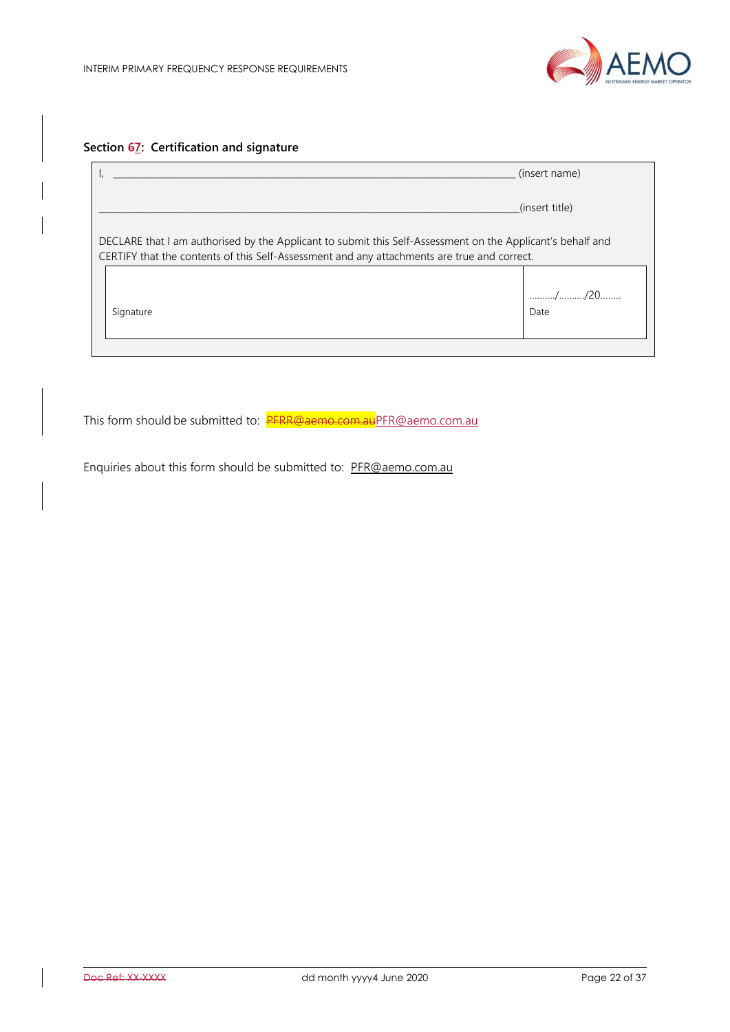### Section 67: Certification and signature

I, \_\_\_\_\_\_\_\_\_\_\_\_\_\_\_\_\_\_\_\_\_\_\_\_\_\_\_\_\_\_\_\_\_\_\_\_\_\_\_\_\_\_\_\_\_\_\_\_\_\_\_\_\_\_\_\_\_\_\_\_\_\_\_\_\_\_\_\_\_\_ (insert name)

\_\_\_\_\_\_\_\_\_\_\_\_\_\_\_\_\_\_\_\_\_\_\_\_\_\_\_\_\_\_\_\_\_\_\_\_\_\_\_\_\_\_\_\_\_\_\_\_\_\_\_\_\_\_\_\_\_\_\_\_\_\_\_\_\_\_\_\_\_\_\_\_\_(insert title)

DECLARE that I am authorised by the Applicant to submit this Self-Assessment on the Applicant's behalf and CERTIFY that the contents of this Self-Assessment and any attachments are true and correct.

| Signature | ………/………/20……<br>Date |
|---|---|

This form should be submitted to: PFRR@aemo.com.auPFR@aemo.com.au

Enquiries about this form should be submitted to: PFR@aemo.com.au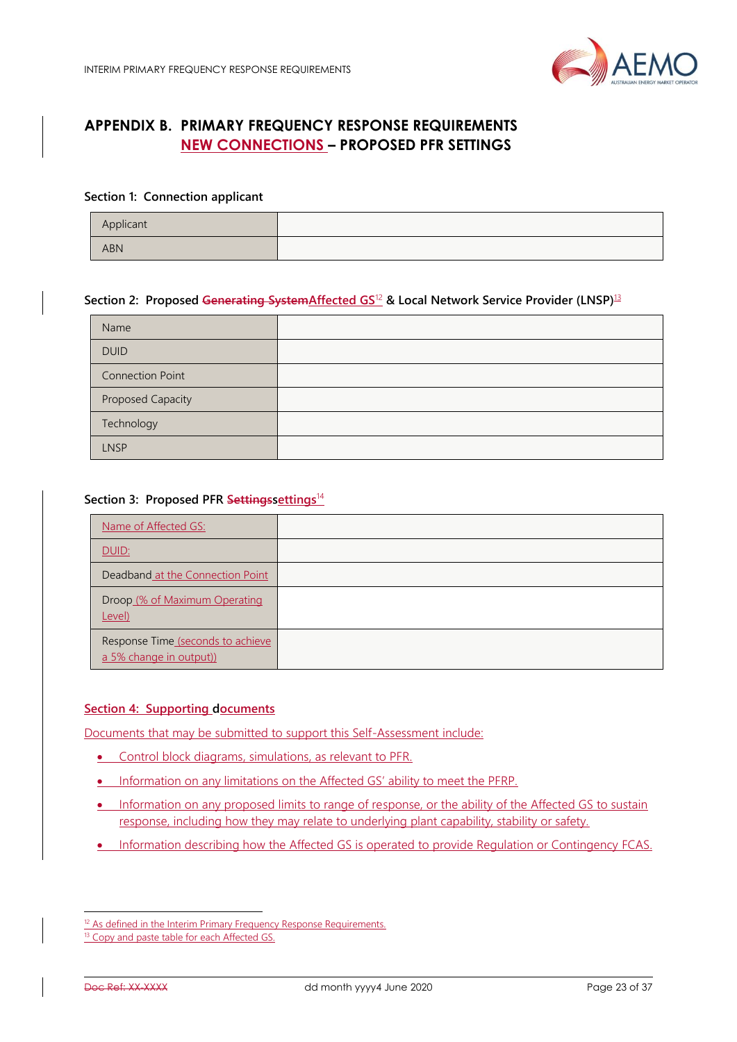# APPENDIX B. PRIMARY FREQUENCY RESPONSE REQUIREMENTS NEW CONNECTIONS – PROPOSED PFR SETTINGS

### Section 1: Connection applicant

| Applicant | |
|---|---|
| ABN | |

### Section 2: Proposed ~~Generating System~~Affected GS[12] & Local Network Service Provider (LNSP)[13]

| Name | |
|---|---|
| DUID | |
| Connection Point | |
| Proposed Capacity | |
| Technology | |
| LNSP | |

### Section 3: Proposed PFR ~~Settings~~settings[14]

| Name of Affected GS: | |
|---|---|
| DUID: | |
| Deadband at the Connection Point | |
| Droop (% of Maximum Operating Level) | |
| Response Time (seconds to achieve a 5% change in output)) | |

### Section 4: Supporting documents

Documents that may be submitted to support this Self-Assessment include:

- Control block diagrams, simulations, as relevant to PFR.
- Information on any limitations on the Affected GS' ability to meet the PFRP.
- Information on any proposed limits to range of response, or the ability of the Affected GS to sustain response, including how they may relate to underlying plant capability, stability or safety.
- Information describing how the Affected GS is operated to provide Regulation or Contingency FCAS.

[12] As defined in the Interim Primary Frequency Response Requirements.

[13] Copy and paste table for each Affected GS.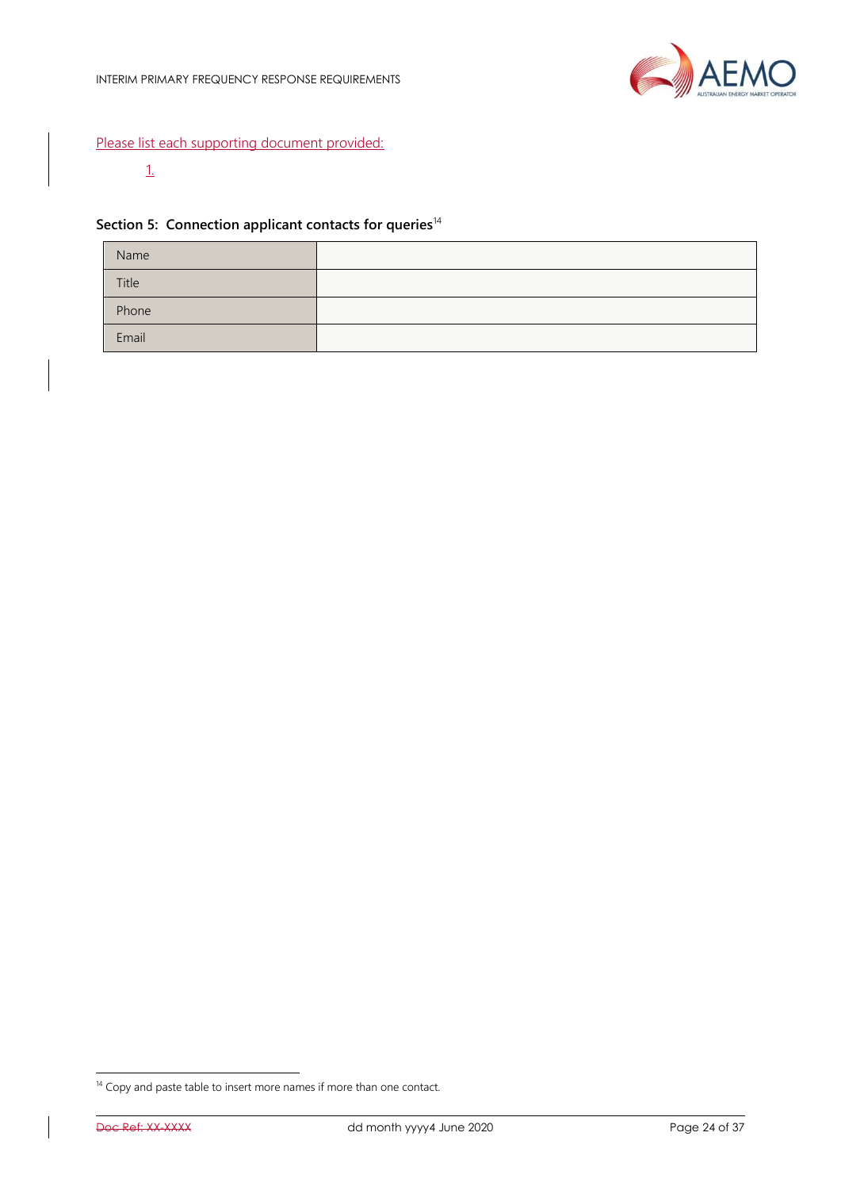Please list each supporting document provided:

1.

### Section 5: Connection applicant contacts for queries[14]

| | |
|---|---|
| Name | |
| Title | |
| Phone | |
| Email | |

[14] Copy and paste table to insert more names if more than one contact.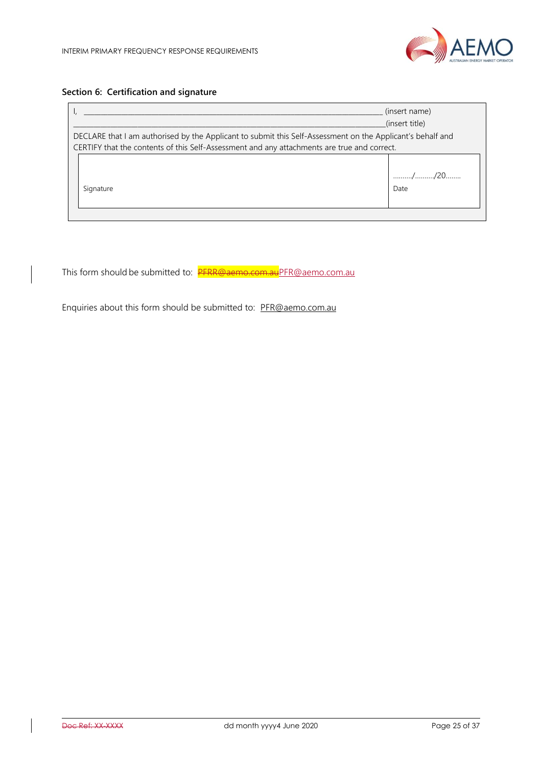## Section 6: Certification and signature

I, ______________________________________________________________ (insert name)

______________________________________________________________(insert title)

DECLARE that I am authorised by the Applicant to submit this Self-Assessment on the Applicant's behalf and CERTIFY that the contents of this Self-Assessment and any attachments are true and correct.

| Signature | ………/………/20…….. Date |
|---|---|

This form should be submitted to: ~~PFRR@aemo.com.au~~PFR@aemo.com.au

Enquiries about this form should be submitted to: PFR@aemo.com.au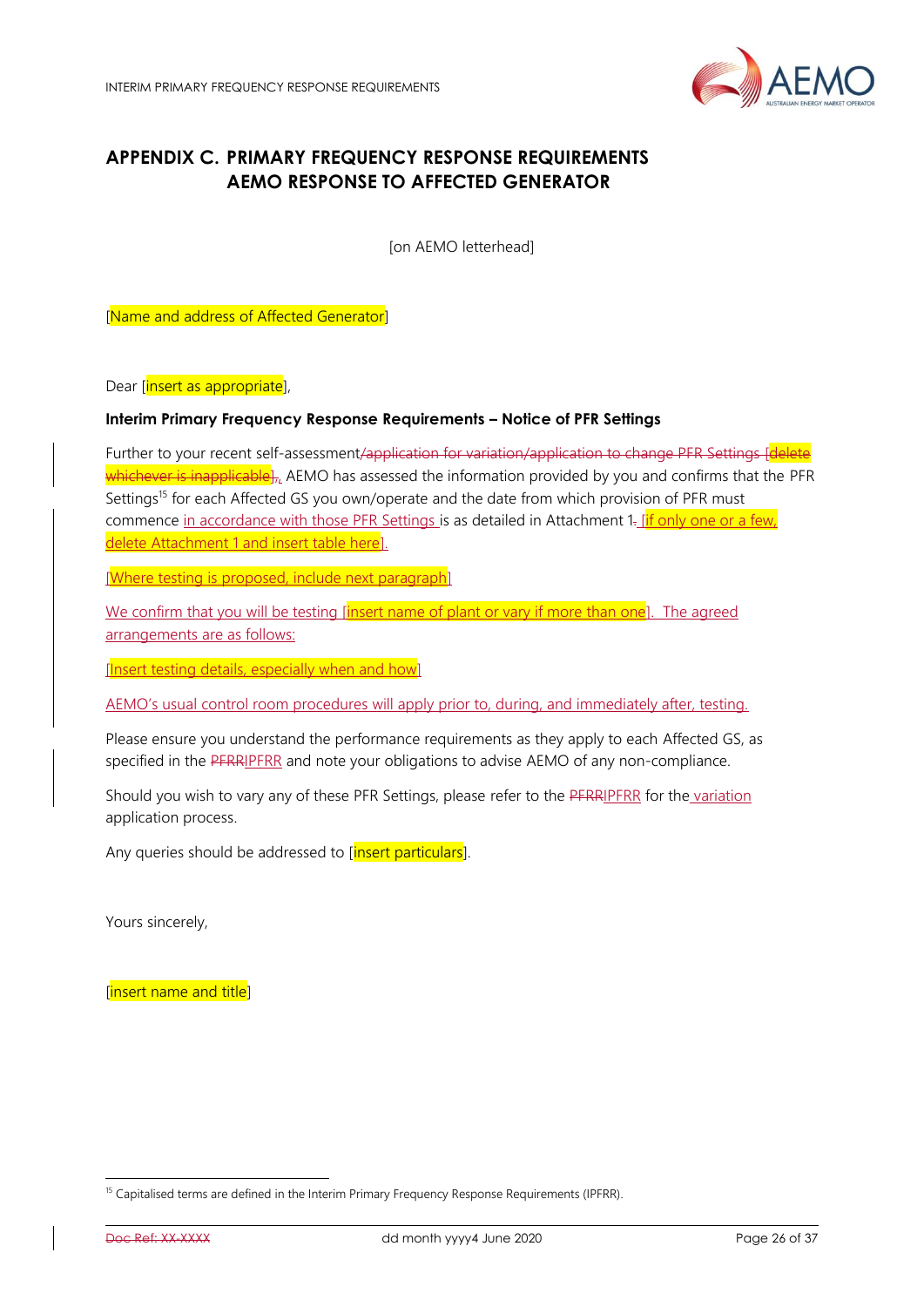# APPENDIX C. PRIMARY FREQUENCY RESPONSE REQUIREMENTS AEMO RESPONSE TO AFFECTED GENERATOR

[on AEMO letterhead]

[Name and address of Affected Generator]

Dear [insert as appropriate],

**Interim Primary Frequency Response Requirements – Notice of PFR Settings**

Further to your recent self-assessment~~/application for variation/application to change PFR Settings [delete whichever is inapplicable]~~, AEMO has assessed the information provided by you and confirms that the PFR Settings[15] for each Affected GS you own/operate and the date from which provision of PFR must commence in accordance with those PFR Settings is as detailed in Attachment 1~~.~~ [if only one or a few, delete Attachment 1 and insert table here].

[Where testing is proposed, include next paragraph]

We confirm that you will be testing [insert name of plant or vary if more than one]. The agreed arrangements are as follows:

[Insert testing details, especially when and how]

AEMO's usual control room procedures will apply prior to, during, and immediately after, testing.

Please ensure you understand the performance requirements as they apply to each Affected GS, as specified in the ~~PFRR~~IPFRR and note your obligations to advise AEMO of any non-compliance.

Should you wish to vary any of these PFR Settings, please refer to the ~~PFRR~~IPFRR for the variation application process.

Any queries should be addressed to [insert particulars].

Yours sincerely,

[insert name and title]

---

[15] Capitalised terms are defined in the Interim Primary Frequency Response Requirements (IPFRR).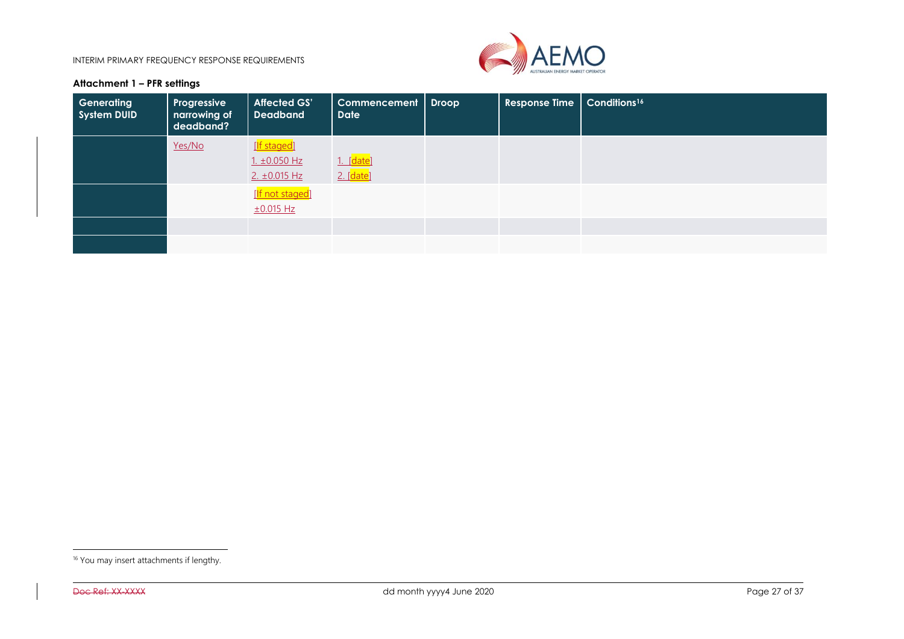### Attachment 1 – PFR settings

| Generating System DUID | Progressive narrowing of deadband? | Affected GS' Deadband | Commencement Date | Droop | Response Time | Conditions[16] |
|---|---|---|---|---|---|---|
| | Yes/No | [If staged]<br>1. ±0.050 Hz<br>2. ±0.015 Hz | 1. [date]<br>2. [date] | | | |
| | | [If not staged]<br>±0.015 Hz | | | | |
| | | | | | | |
| | | | | | | |

[16] You may insert attachments if lengthy.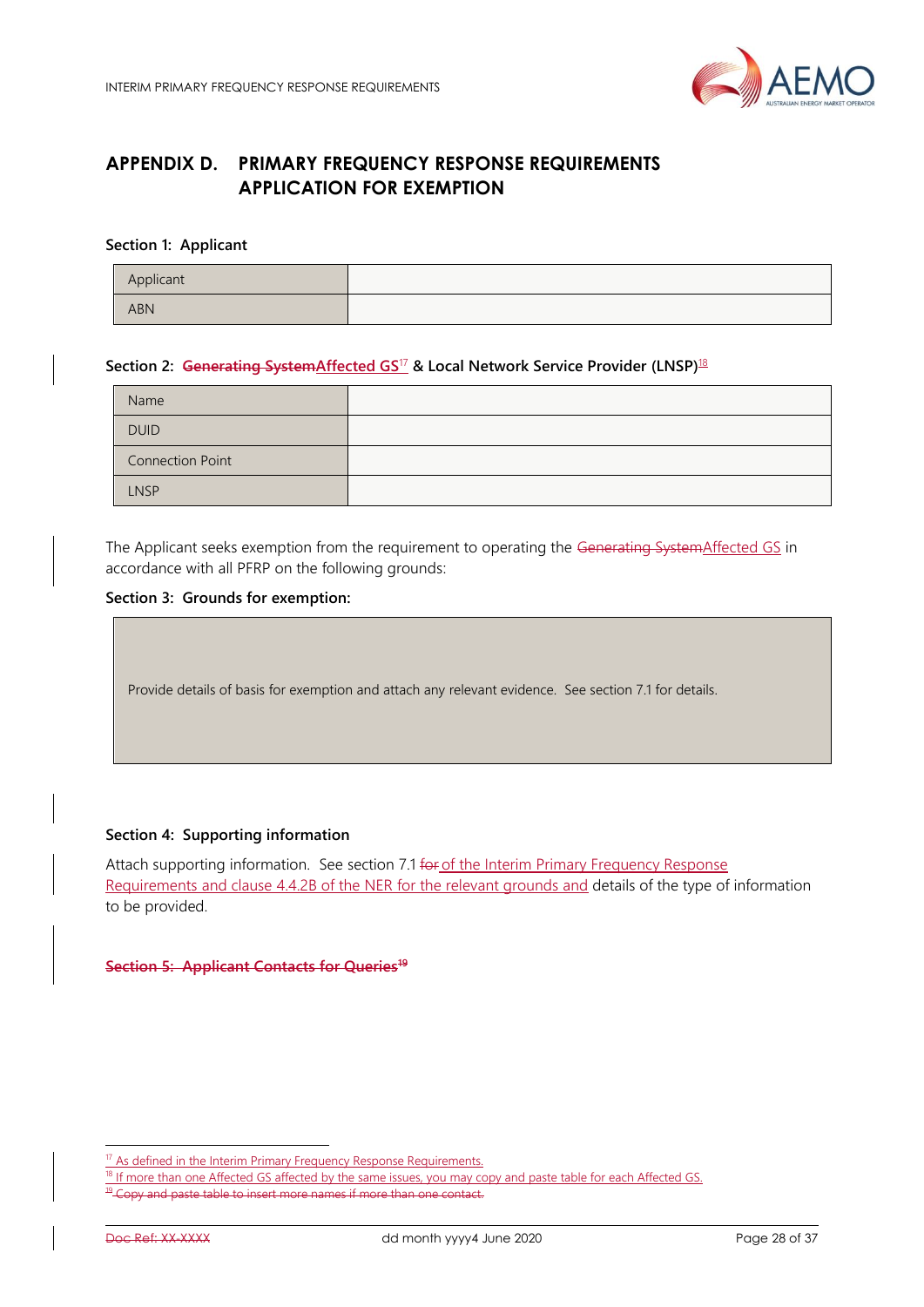# APPENDIX D. PRIMARY FREQUENCY RESPONSE REQUIREMENTS APPLICATION FOR EXEMPTION

**Section 1: Applicant**

| Applicant | |
|---|---|
| ABN | |

**Section 2: ~~Generating System~~Affected GS[17] & Local Network Service Provider (LNSP)[18]**

| Name | |
|---|---|
| DUID | |
| Connection Point | |
| LNSP | |

The Applicant seeks exemption from the requirement to operating the ~~Generating System~~Affected GS in accordance with all PFRP on the following grounds:

**Section 3: Grounds for exemption:**

| Provide details of basis for exemption and attach any relevant evidence. See section 7.1 for details. |
|---|

**Section 4: Supporting information**

Attach supporting information. See section 7.1 ~~for~~ of the Interim Primary Frequency Response Requirements and clause 4.4.2B of the NER for the relevant grounds and details of the type of information to be provided.

~~**Section 5: Applicant Contacts for Queries[19]**~~

[17] As defined in the Interim Primary Frequency Response Requirements.

[18] If more than one Affected GS affected by the same issues, you may copy and paste table for each Affected GS.

[19] ~~Copy and paste table to insert more names if more than one contact.~~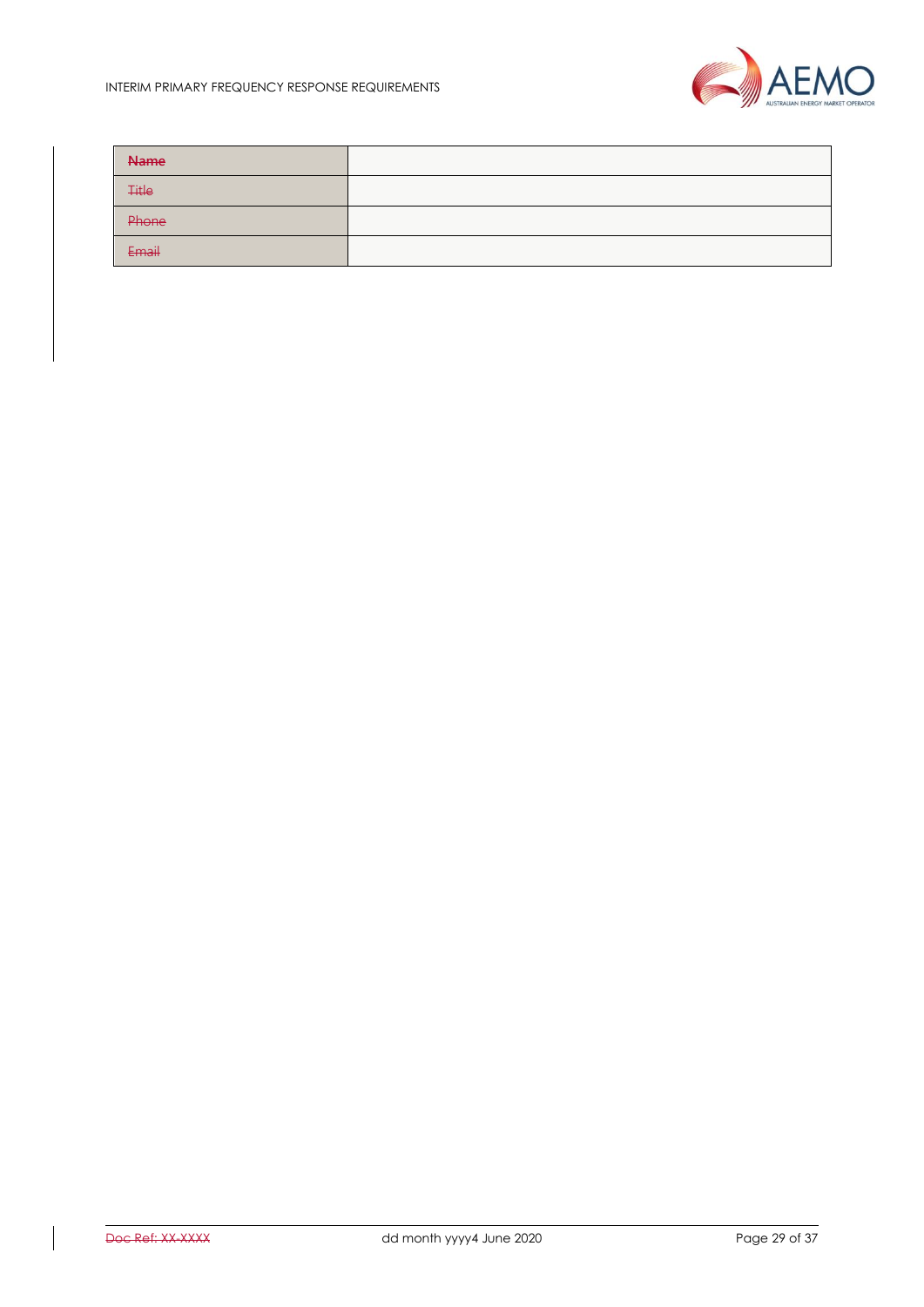| ~~Name~~ | |
| --- | --- |
| ~~Title~~ | |
| ~~Phone~~ | |
| ~~Email~~ | |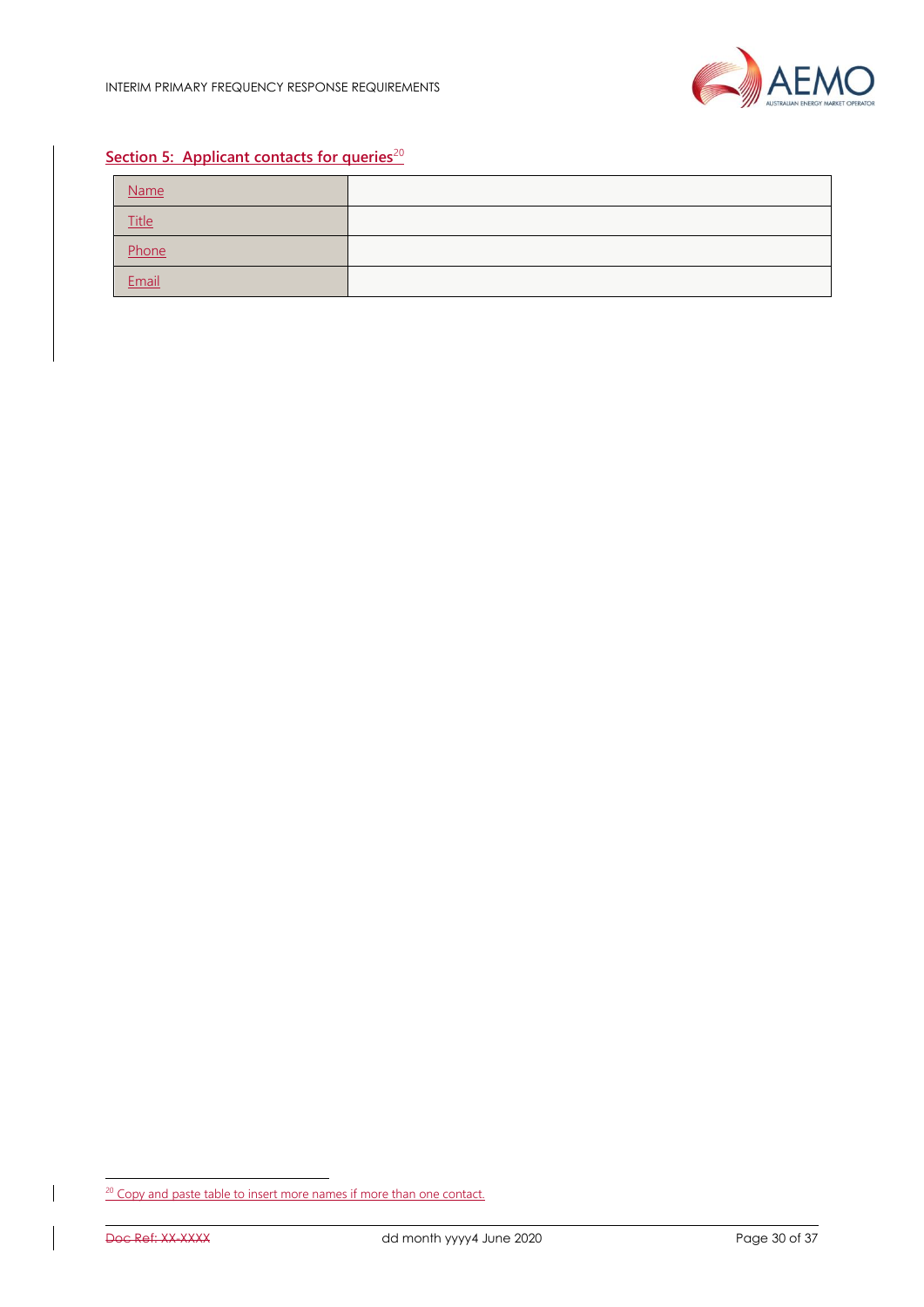## Section 5: Applicant contacts for queries[20]

| | |
|---|---|
| Name | |
| Title | |
| Phone | |
| Email | |

[20] Copy and paste table to insert more names if more than one contact.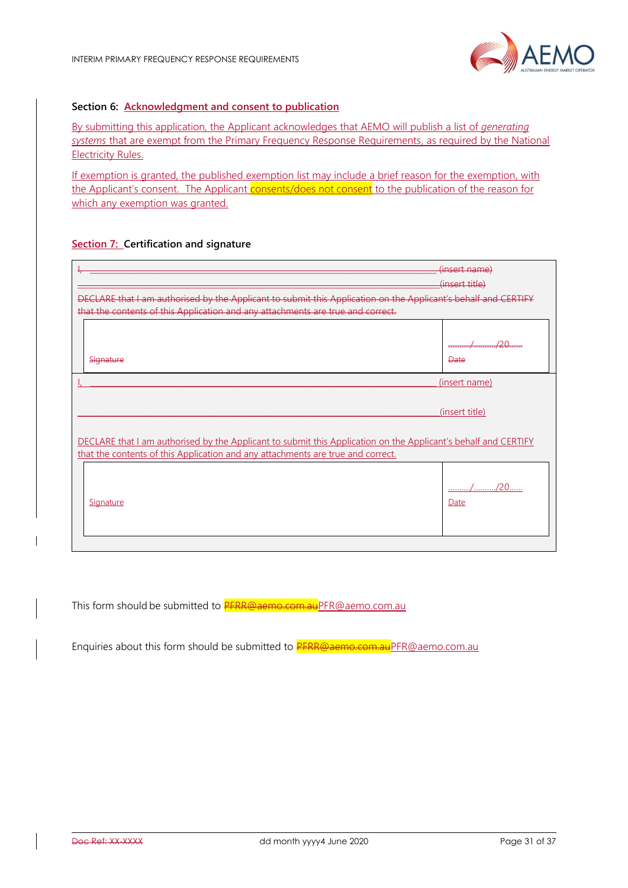**Section 6: Acknowledgment and consent to publication**

By submitting this application, the Applicant acknowledges that AEMO will publish a list of *generating systems* that are exempt from the Primary Frequency Response Requirements, as required by the National Electricity Rules.

If exemption is granted, the published exemption list may include a brief reason for the exemption, with the Applicant's consent. The Applicant consents/does not consent to the publication of the reason for which any exemption was granted.

**Section 7: Certification and signature**

I, ______________________________________________ (insert name)

______________________________________________ (insert title)

DECLARE that I am authorised by the Applicant to submit this Application on the Applicant's behalf and CERTIFY that the contents of this Application and any attachments are true and correct.

| Signature | ………/………/20…… Date |
|---|---|

I, ______________________________________________ (insert name)

______________________________________________ (insert title)

DECLARE that I am authorised by the Applicant to submit this Application on the Applicant's behalf and CERTIFY that the contents of this Application and any attachments are true and correct.

| Signature | ………/………/20…… Date |
|---|---|

This form should be submitted to ~~PFRR@aemo.com.au~~PFR@aemo.com.au

Enquiries about this form should be submitted to ~~PFRR@aemo.com.au~~PFR@aemo.com.au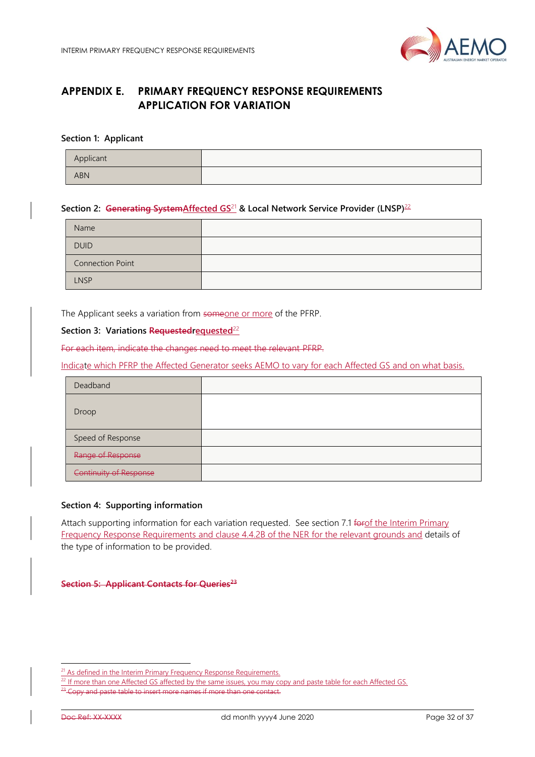# APPENDIX E. PRIMARY FREQUENCY RESPONSE REQUIREMENTS APPLICATION FOR VARIATION

### Section 1: Applicant

| Applicant | |
|---|---|
| ABN | |

### Section 2: ~~Generating System~~Affected GS[21] & Local Network Service Provider (LNSP)[22]

| Name | |
|---|---|
| DUID | |
| Connection Point | |
| LNSP | |

The Applicant seeks a variation from ~~some~~one or more of the PFRP.

### Section 3: Variations ~~Requested~~requested[22]

~~For each item, indicate the changes need to meet the relevant PFRP.~~

Indicate which PFRP the Affected Generator seeks AEMO to vary for each Affected GS and on what basis.

| Deadband | |
|---|---|
| Droop | |
| Speed of Response | |
| ~~Range of Response~~ | |
| ~~Continuity of Response~~ | |

### Section 4: Supporting information

Attach supporting information for each variation requested. See section 7.1 ~~for~~of the Interim Primary Frequency Response Requirements and clause 4.4.2B of the NER for the relevant grounds and details of the type of information to be provided.

### ~~Section 5: Applicant Contacts for Queries[23]~~

[21] As defined in the Interim Primary Frequency Response Requirements.

[22] If more than one Affected GS affected by the same issues, you may copy and paste table for each Affected GS.

~~[23] Copy and paste table to insert more names if more than one contact.~~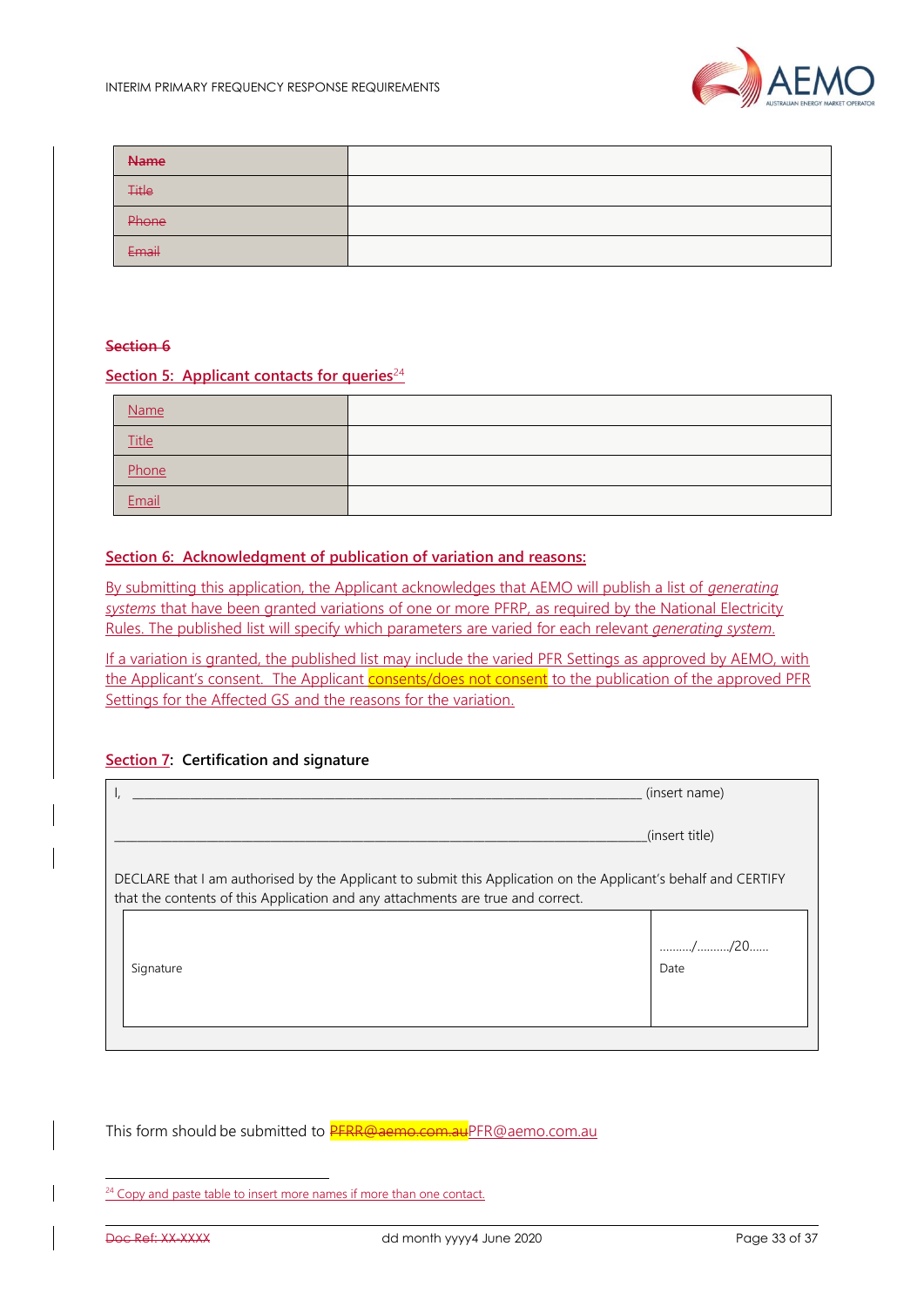| Name | |
|---|---|
| Title | |
| Phone | |
| Email | |

Section 6

## Section 5: Applicant contacts for queries[24]

| Name | |
|---|---|
| Title | |
| Phone | |
| Email | |

## Section 6: Acknowledgment of publication of variation and reasons:

By submitting this application, the Applicant acknowledges that AEMO will publish a list of *generating systems* that have been granted variations of one or more PFRP, as required by the National Electricity Rules. The published list will specify which parameters are varied for each relevant *generating system*.

If a variation is granted, the published list may include the varied PFR Settings as approved by AEMO, with the Applicant's consent. The Applicant consents/does not consent to the publication of the approved PFR Settings for the Affected GS and the reasons for the variation.

## Section 7: Certification and signature

I, ___________________________________________________________________________ (insert name)

___________________________________________________________________________(insert title)

DECLARE that I am authorised by the Applicant to submit this Application on the Applicant's behalf and CERTIFY that the contents of this Application and any attachments are true and correct.

| Signature | ........../........../20......<br>Date |
|---|---|

This form should be submitted to PFRR@aemo.com.au PFR@aemo.com.au

[24] Copy and paste table to insert more names if more than one contact.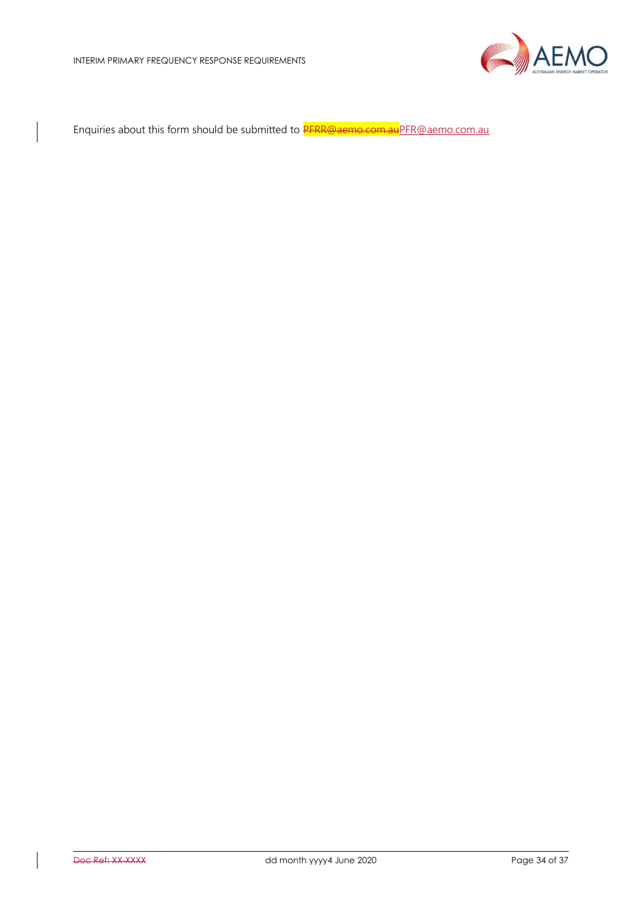Enquiries about this form should be submitted to ~~PFRR@aemo.com.au~~PFR@aemo.com.au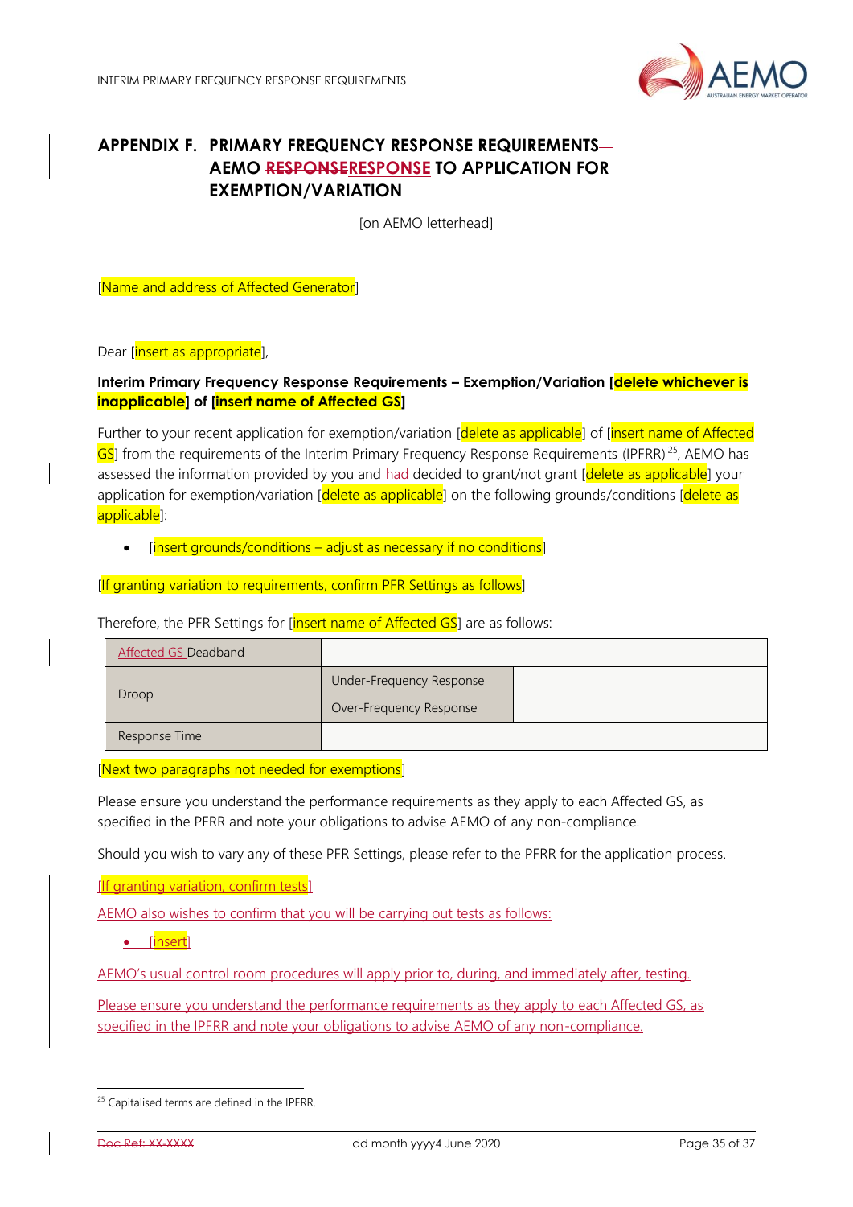# APPENDIX F. PRIMARY FREQUENCY RESPONSE REQUIREMENTS — AEMO ~~RESPONSE~~RESPONSE TO APPLICATION FOR EXEMPTION/VARIATION

[on AEMO letterhead]

[Name and address of Affected Generator]

Dear [insert as appropriate],

**Interim Primary Frequency Response Requirements – Exemption/Variation [delete whichever is inapplicable] of [insert name of Affected GS]**

Further to your recent application for exemption/variation [delete as applicable] of [insert name of Affected GS] from the requirements of the Interim Primary Frequency Response Requirements (IPFRR)[25], AEMO has assessed the information provided by you and ~~had~~ decided to grant/not grant [delete as applicable] your application for exemption/variation [delete as applicable] on the following grounds/conditions [delete as applicable]:

- [insert grounds/conditions – adjust as necessary if no conditions]

[If granting variation to requirements, confirm PFR Settings as follows]

Therefore, the PFR Settings for [insert name of Affected GS] are as follows:

| Affected GS Deadband | | |
|---|---|---|
| Droop | Under-Frequency Response | |
| | Over-Frequency Response | |
| Response Time | | |

[Next two paragraphs not needed for exemptions]

Please ensure you understand the performance requirements as they apply to each Affected GS, as specified in the PFRR and note your obligations to advise AEMO of any non-compliance.

Should you wish to vary any of these PFR Settings, please refer to the PFRR for the application process.

[If granting variation, confirm tests]

AEMO also wishes to confirm that you will be carrying out tests as follows:

- [insert]

AEMO's usual control room procedures will apply prior to, during, and immediately after, testing.

Please ensure you understand the performance requirements as they apply to each Affected GS, as specified in the IPFRR and note your obligations to advise AEMO of any non-compliance.

[25] Capitalised terms are defined in the IPFRR.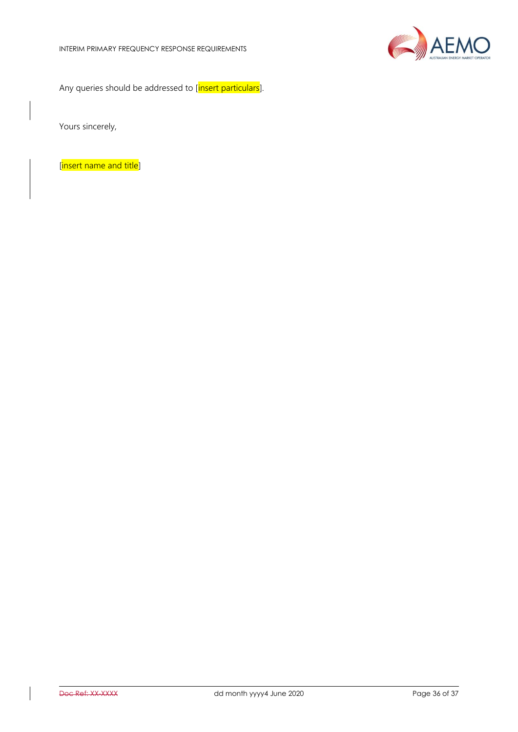Any queries should be addressed to [insert particulars].

Yours sincerely,

[insert name and title]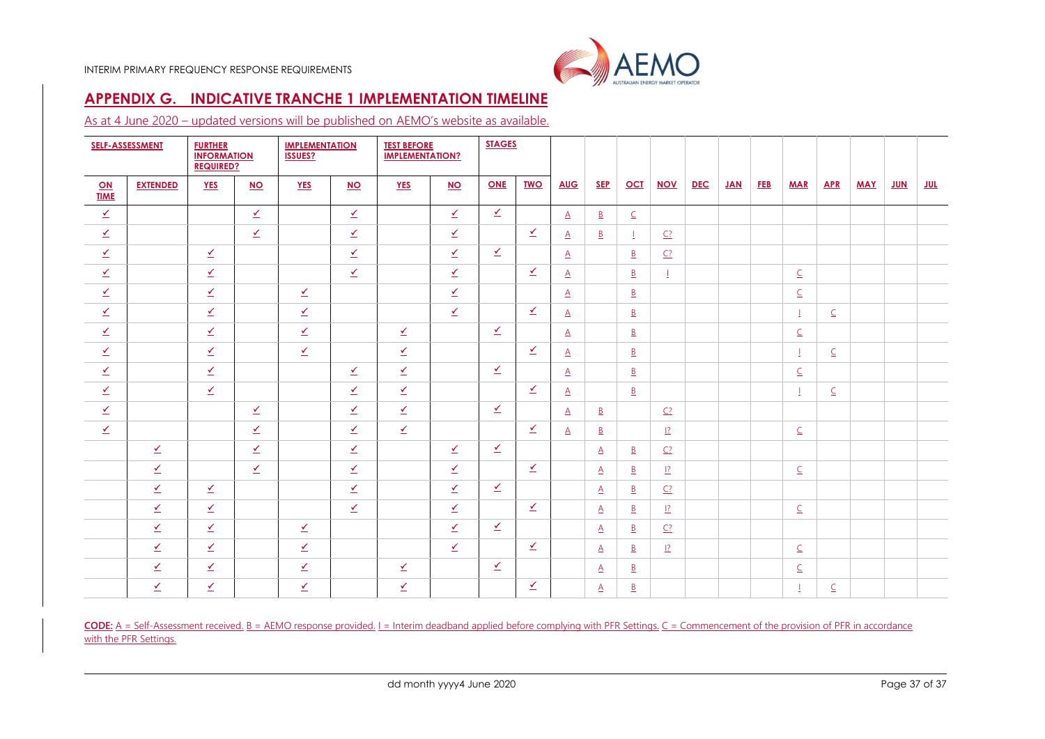## APPENDIX G. INDICATIVE TRANCHE 1 IMPLEMENTATION TIMELINE

As at 4 June 2020 – updated versions will be published on AEMO's website as available.

| SELF-ASSESSMENT | | FURTHER INFORMATION REQUIRED? | | IMPLEMENTATION ISSUES? | | TEST BEFORE IMPLEMENTATION? | | STAGES | | | | | | | | | | | | | |
|---|---|---|---|---|---|---|---|---|---|---|---|---|---|---|---|---|---|---|---|---|---|
| ON TIME | EXTENDED | YES | NO | YES | NO | YES | NO | ONE | TWO | AUG | SEP | OCT | NOV | DEC | JAN | FEB | MAR | APR | MAY | JUN | JUL |
| ✓ | | | ✓ | | ✓ | | ✓ | ✓ | | A | B | C | | | | | | | | | |
| ✓ | | | ✓ | | ✓ | | ✓ | | ✓ | A | B | I | C? | | | | | | | | |
| ✓ | | ✓ | | | ✓ | | ✓ | ✓ | | A | | B | C? | | | | | | | | |
| ✓ | | ✓ | | | ✓ | | ✓ | | ✓ | A | | B | I | | | | C | | | | |
| ✓ | | ✓ | | ✓ | | | ✓ | | | A | | B | | | | | C | | | | |
| ✓ | | ✓ | | ✓ | | | ✓ | | ✓ | A | | B | | | | | I | C | | | |
| ✓ | | ✓ | | ✓ | | ✓ | | ✓ | | A | | B | | | | | C | | | | |
| ✓ | | ✓ | | ✓ | | ✓ | | | ✓ | A | | B | | | | | I | C | | | |
| ✓ | | ✓ | | | ✓ | ✓ | | ✓ | | A | | B | | | | | C | | | | |
| ✓ | | ✓ | | | ✓ | ✓ | | | ✓ | A | | B | | | | | I | C | | | |
| ✓ | | | ✓ | | ✓ | ✓ | | ✓ | | A | B | | C? | | | | | | | | |
| ✓ | | | ✓ | | ✓ | ✓ | | | ✓ | A | B | | I? | | | | C | | | | |
| | ✓ | | ✓ | | ✓ | | ✓ | ✓ | | | A | B | C? | | | | | | | | |
| | ✓ | | ✓ | | ✓ | | ✓ | | ✓ | | A | B | I? | | | | C | | | | |
| | ✓ | ✓ | | | ✓ | | ✓ | ✓ | | | A | B | C? | | | | | | | | |
| | ✓ | ✓ | | | ✓ | | ✓ | | ✓ | | A | B | I? | | | | C | | | | |
| | ✓ | ✓ | | ✓ | | | ✓ | ✓ | | | A | B | C? | | | | | | | | |
| | ✓ | ✓ | | ✓ | | | ✓ | | ✓ | | A | B | I? | | | | C | | | | |
| | ✓ | ✓ | | ✓ | | ✓ | | ✓ | | | A | B | | | | | C | | | | |
| | ✓ | ✓ | | ✓ | | ✓ | | | ✓ | | A | B | | | | | I | C | | | |

**CODE:** A = Self-Assessment received. B = AEMO response provided. I = Interim deadband applied before complying with PFR Settings. C = Commencement of the provision of PFR in accordance with the PFR Settings.